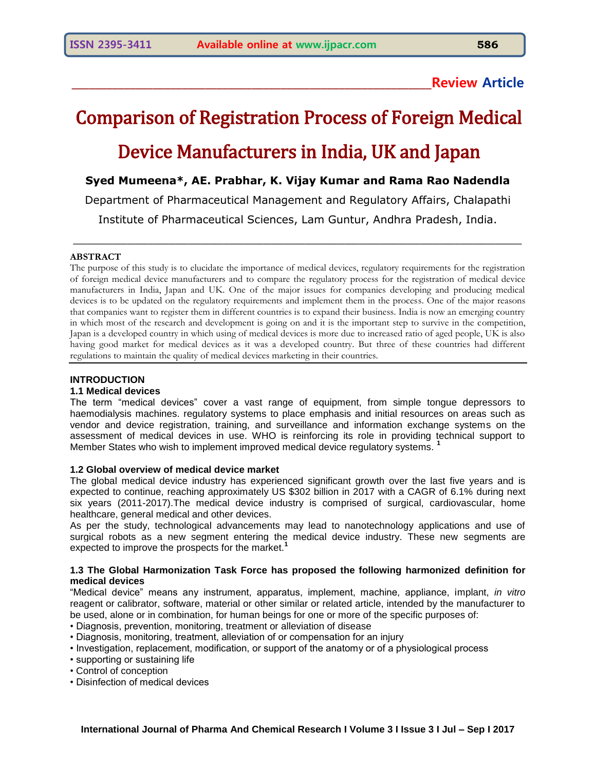**Review Article**

# Comparison of Registration Process of Foreign Medical Device Manufacturers in India, UK and Japan

**Syed Mumeena*, AE. Prabhar, K. Vijay Kumar and Rama Rao Nadendla**

Department of Pharmaceutical Management and Regulatory Affairs, Chalapathi Institute of Pharmaceutical Sciences, Lam Guntur, Andhra Pradesh, India.

---

**ABSTRACT**

The purpose of this study is to elucidate the importance of medical devices, regulatory requirements for the registration of foreign medical device manufacturers and to compare the regulatory process for the registration of medical device manufacturers in India, Japan and UK. One of the major issues for companies developing and producing medical devices is to be updated on the regulatory requirements and implement them in the process. One of the major reasons that companies want to register them in different countries is to expand their business. India is now an emerging country in which most of the research and development is going on and it is the important step to survive in the competition, Japan is a developed country in which using of medical devices is more due to increased ratio of aged people, UK is also having good market for medical devices as it was a developed country. But three of these countries had different regulations to maintain the quality of medical devices marketing in their countries.

---

## INTRODUCTION

### 1.1 Medical devices

The term "medical devices" cover a vast range of equipment, from simple tongue depressors to haemodialysis machines. regulatory systems to place emphasis and initial resources on areas such as vendor and device registration, training, and surveillance and information exchange systems on the assessment of medical devices in use. WHO is reinforcing its role in providing technical support to Member States who wish to implement improved medical device regulatory systems. [1]

### 1.2 Global overview of medical device market

The global medical device industry has experienced significant growth over the last five years and is expected to continue, reaching approximately US $302 billion in 2017 with a CAGR of 6.1% during next six years (2011-2017).The medical device industry is comprised of surgical, cardiovascular, home healthcare, general medical and other devices.

As per the study, technological advancements may lead to nanotechnology applications and use of surgical robots as a new segment entering the medical device industry. These new segments are expected to improve the prospects for the market.[1]

### 1.3 The Global Harmonization Task Force has proposed the following harmonized definition for medical devices

"Medical device" means any instrument, apparatus, implement, machine, appliance, implant, *in vitro* reagent or calibrator, software, material or other similar or related article, intended by the manufacturer to be used, alone or in combination, for human beings for one or more of the specific purposes of:

- Diagnosis, prevention, monitoring, treatment or alleviation of disease
- Diagnosis, monitoring, treatment, alleviation of or compensation for an injury
- Investigation, replacement, modification, or support of the anatomy or of a physiological process
- supporting or sustaining life
- Control of conception
- Disinfection of medical devices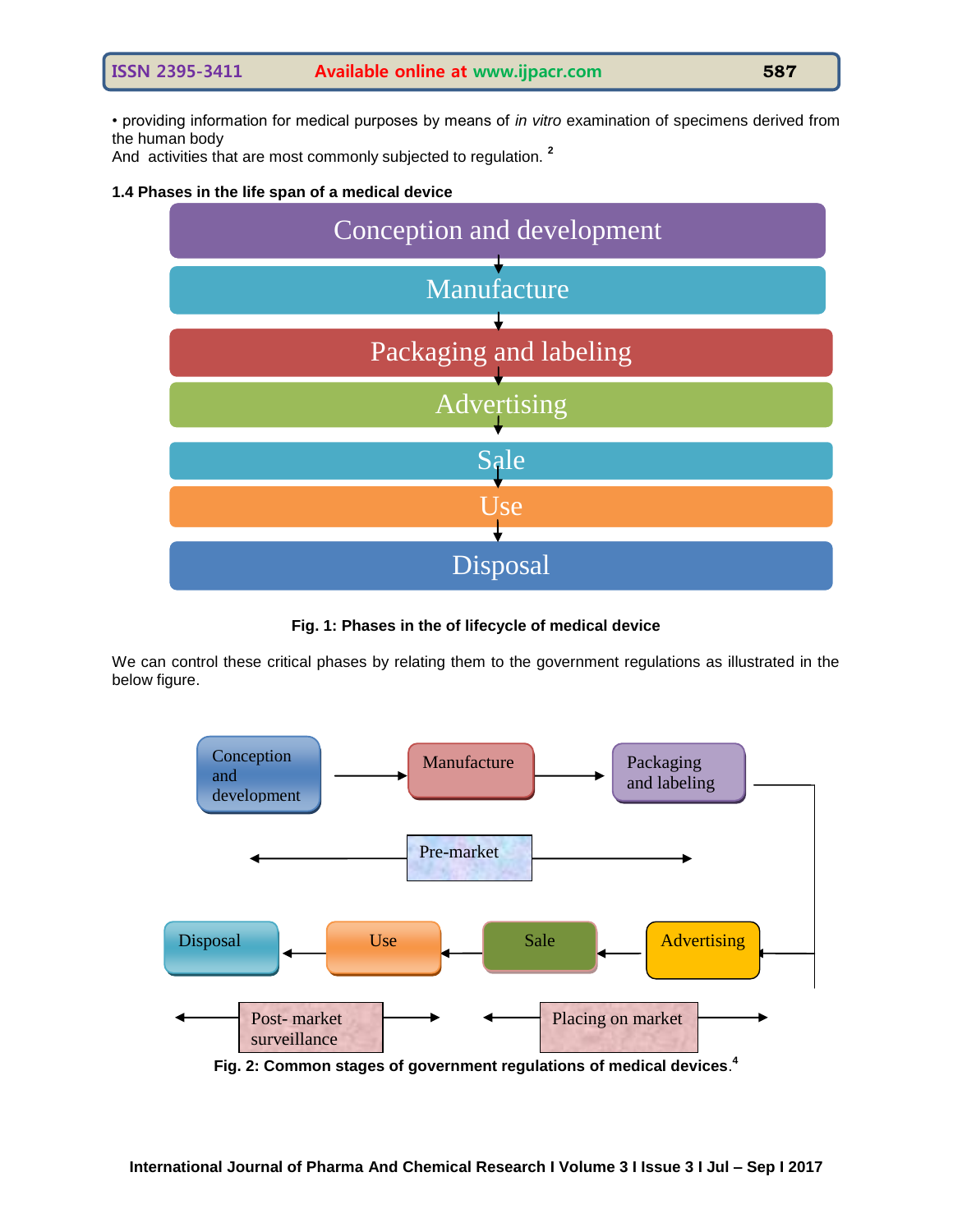• providing information for medical purposes by means of *in vitro* examination of specimens derived from the human body

And activities that are most commonly subjected to regulation. [2]

### 1.4 Phases in the life span of a medical device

Conception and development

Manufacture

Packaging and labeling

Advertising

Sale

Use

Disposal

**Fig. 1: Phases in the of lifecycle of medical device**

We can control these critical phases by relating them to the government regulations as illustrated in the below figure.

Conception and development

Manufacture

Packaging and labeling

Pre-market

Disposal

Use

Sale

Advertising

Post- market surveillance

Placing on market

**Fig. 2: Common stages of government regulations of medical devices**.[4]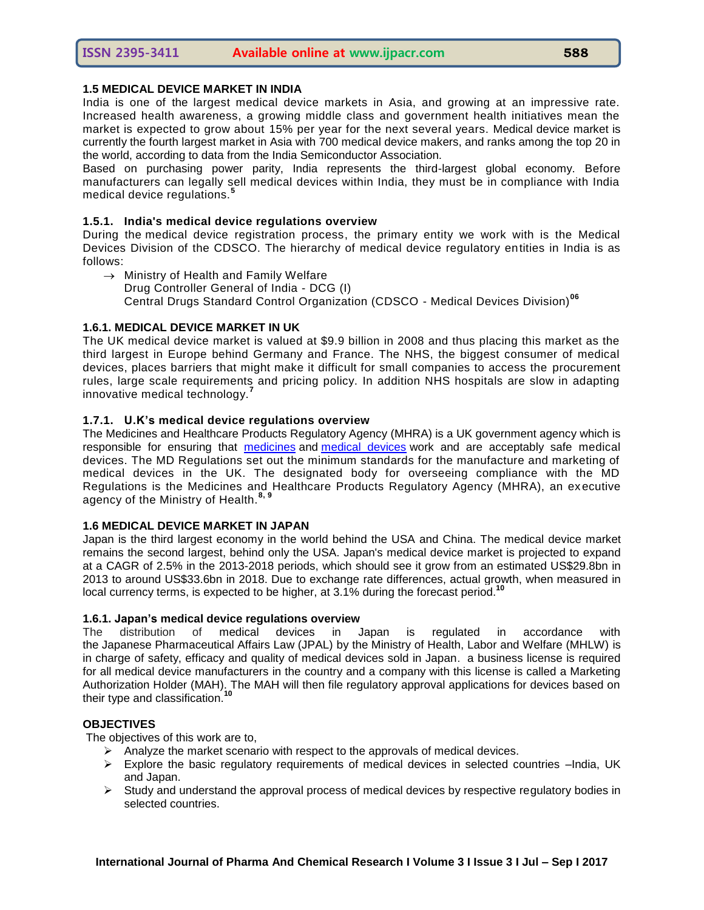### 1.5 MEDICAL DEVICE MARKET IN INDIA

India is one of the largest medical device markets in Asia, and growing at an impressive rate. Increased health awareness, a growing middle class and government health initiatives mean the market is expected to grow about 15% per year for the next several years. Medical device market is currently the fourth largest market in Asia with 700 medical device makers, and ranks among the top 20 in the world, according to data from the India Semiconductor Association.

Based on purchasing power parity, India represents the third-largest global economy. Before manufacturers can legally sell medical devices within India, they must be in compliance with India medical device regulations.[5]

#### 1.5.1. India's medical device regulations overview

During the medical device registration process, the primary entity we work with is the Medical Devices Division of the CDSCO. The hierarchy of medical device regulatory entities in India is as follows:

→ Ministry of Health and Family Welfare
  Drug Controller General of India - DCG (I)
  Central Drugs Standard Control Organization (CDSCO - Medical Devices Division)[06]

#### 1.6.1. MEDICAL DEVICE MARKET IN UK

The UK medical device market is valued at $9.9 billion in 2008 and thus placing this market as the third largest in Europe behind Germany and France. The NHS, the biggest consumer of medical devices, places barriers that might make it difficult for small companies to access the procurement rules, large scale requirements and pricing policy. In addition NHS hospitals are slow in adapting innovative medical technology.[7]

#### 1.7.1. U.K's medical device regulations overview

The Medicines and Healthcare Products Regulatory Agency (MHRA) is a UK government agency which is responsible for ensuring that medicines and medical devices work and are acceptably safe medical devices. The MD Regulations set out the minimum standards for the manufacture and marketing of medical devices in the UK. The designated body for overseeing compliance with the MD Regulations is the Medicines and Healthcare Products Regulatory Agency (MHRA), an executive agency of the Ministry of Health.[8, 9]

### 1.6 MEDICAL DEVICE MARKET IN JAPAN

Japan is the third largest economy in the world behind the USA and China. The medical device market remains the second largest, behind only the USA. Japan's medical device market is projected to expand at a CAGR of 2.5% in the 2013-2018 periods, which should see it grow from an estimated US$29.8bn in 2013 to around US$33.6bn in 2018. Due to exchange rate differences, actual growth, when measured in local currency terms, is expected to be higher, at 3.1% during the forecast period.[10]

#### 1.6.1. Japan's medical device regulations overview

The distribution of medical devices in Japan is regulated in accordance with the Japanese Pharmaceutical Affairs Law (JPAL) by the Ministry of Health, Labor and Welfare (MHLW) is in charge of safety, efficacy and quality of medical devices sold in Japan. a business license is required for all medical device manufacturers in the country and a company with this license is called a Marketing Authorization Holder (MAH). The MAH will then file regulatory approval applications for devices based on their type and classification.[10]

### OBJECTIVES

The objectives of this work are to,

- Analyze the market scenario with respect to the approvals of medical devices.
- Explore the basic regulatory requirements of medical devices in selected countries –India, UK and Japan.
- Study and understand the approval process of medical devices by respective regulatory bodies in selected countries.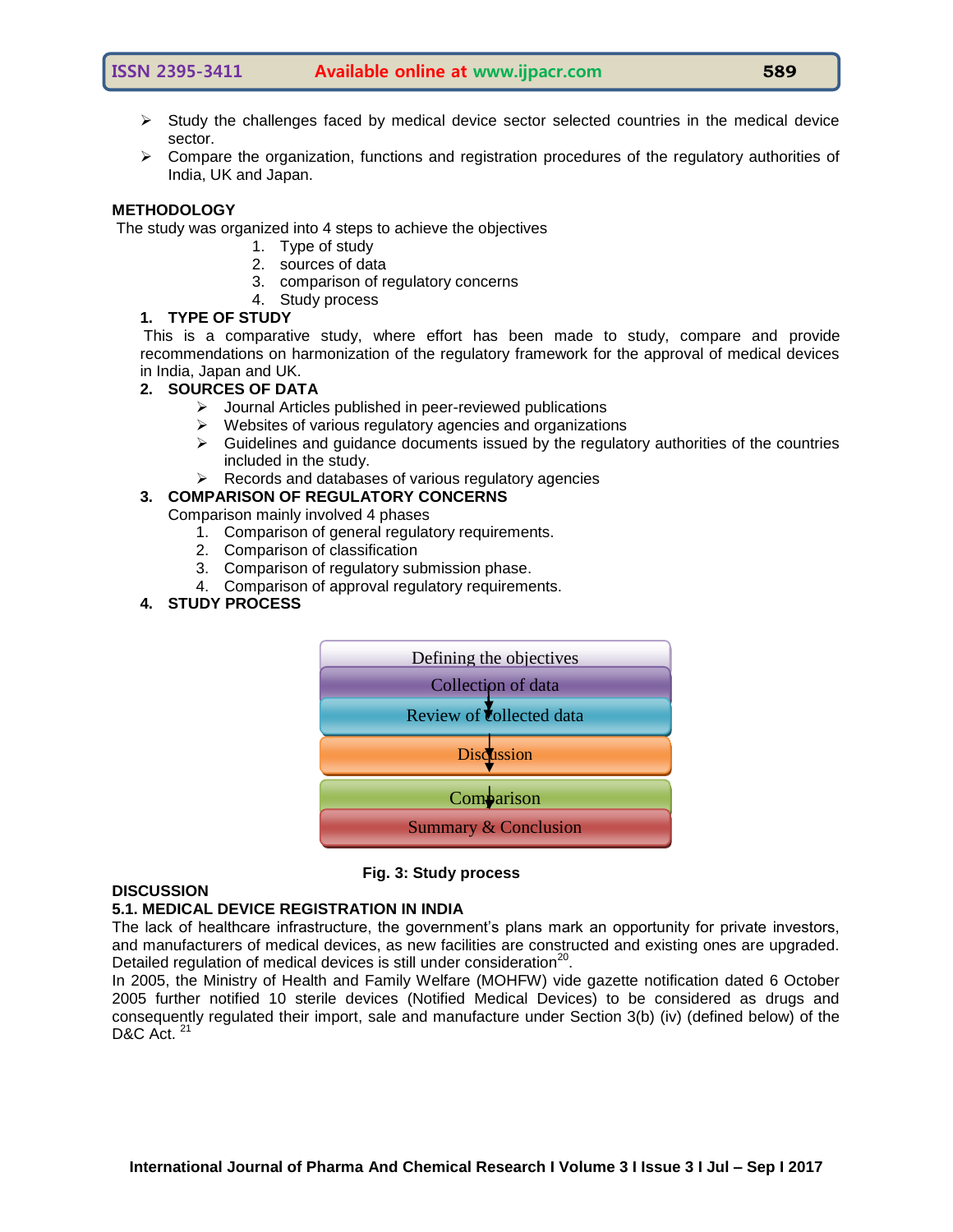- Study the challenges faced by medical device sector selected countries in the medical device sector.
- Compare the organization, functions and registration procedures of the regulatory authorities of India, UK and Japan.

## METHODOLOGY

The study was organized into 4 steps to achieve the objectives

1. Type of study
2. sources of data
3. comparison of regulatory concerns
4. Study process

### 1. TYPE OF STUDY

This is a comparative study, where effort has been made to study, compare and provide recommendations on harmonization of the regulatory framework for the approval of medical devices in India, Japan and UK.

### 2. SOURCES OF DATA

- Journal Articles published in peer-reviewed publications
- Websites of various regulatory agencies and organizations
- Guidelines and guidance documents issued by the regulatory authorities of the countries included in the study.
- Records and databases of various regulatory agencies

### 3. COMPARISON OF REGULATORY CONCERNS

Comparison mainly involved 4 phases

1. Comparison of general regulatory requirements.
2. Comparison of classification
3. Comparison of regulatory submission phase.
4. Comparison of approval regulatory requirements.

### 4. STUDY PROCESS

Defining the objectives

Collection of data

Review of collected data

Discussion

Comparison

Summary & Conclusion

**Fig. 3: Study process**

## DISCUSSION

### 5.1. MEDICAL DEVICE REGISTRATION IN INDIA

The lack of healthcare infrastructure, the government's plans mark an opportunity for private investors, and manufacturers of medical devices, as new facilities are constructed and existing ones are upgraded. Detailed regulation of medical devices is still under consideration[20].

In 2005, the Ministry of Health and Family Welfare (MOHFW) vide gazette notification dated 6 October 2005 further notified 10 sterile devices (Notified Medical Devices) to be considered as drugs and consequently regulated their import, sale and manufacture under Section 3(b) (iv) (defined below) of the D&C Act. [21]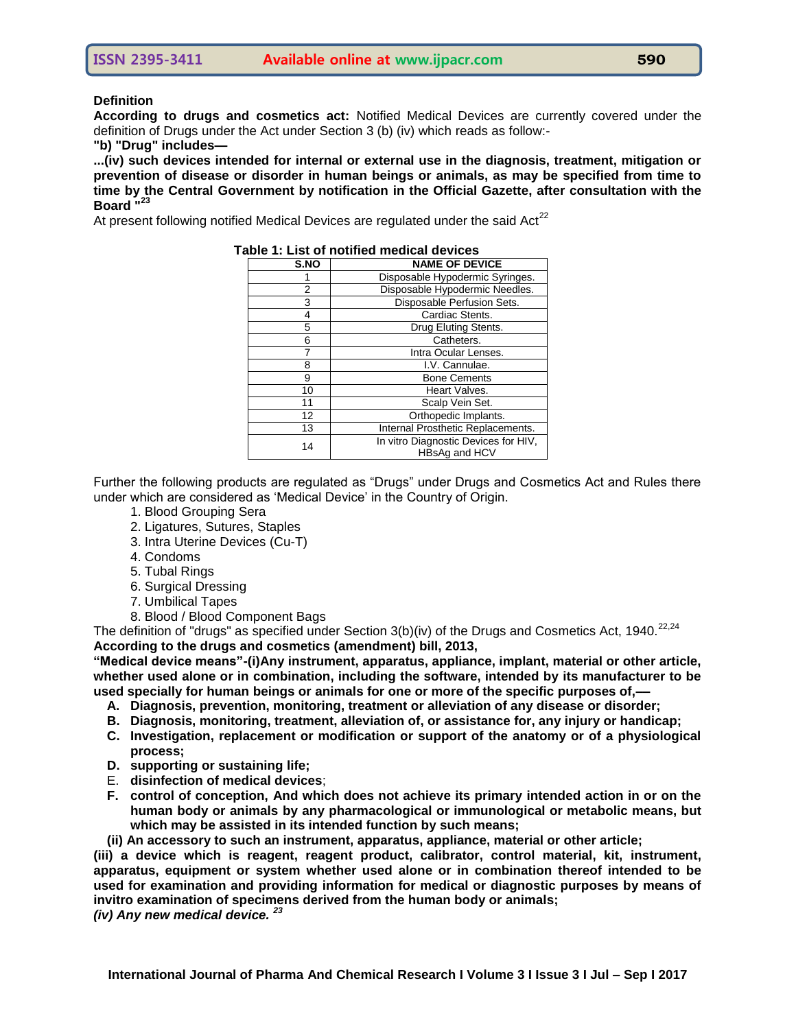**Definition**

**According to drugs and cosmetics act:** Notified Medical Devices are currently covered under the definition of Drugs under the Act under Section 3 (b) (iv) which reads as follow:-

**"b) "Drug" includes—**

**...(iv) such devices intended for internal or external use in the diagnosis, treatment, mitigation or prevention of disease or disorder in human beings or animals, as may be specified from time to time by the Central Government by notification in the Official Gazette, after consultation with the Board "[23]**

At present following notified Medical Devices are regulated under the said Act[22]

**Table 1: List of notified medical devices**

| S.NO | NAME OF DEVICE |
|---|---|
| 1 | Disposable Hypodermic Syringes. |
| 2 | Disposable Hypodermic Needles. |
| 3 | Disposable Perfusion Sets. |
| 4 | Cardiac Stents. |
| 5 | Drug Eluting Stents. |
| 6 | Catheters. |
| 7 | Intra Ocular Lenses. |
| 8 | I.V. Cannulae. |
| 9 | Bone Cements |
| 10 | Heart Valves. |
| 11 | Scalp Vein Set. |
| 12 | Orthopedic Implants. |
| 13 | Internal Prosthetic Replacements. |
| 14 | In vitro Diagnostic Devices for HIV, HBsAg and HCV |

Further the following products are regulated as "Drugs" under Drugs and Cosmetics Act and Rules there under which are considered as 'Medical Device' in the Country of Origin.

1. Blood Grouping Sera
2. Ligatures, Sutures, Staples
3. Intra Uterine Devices (Cu-T)
4. Condoms
5. Tubal Rings
6. Surgical Dressing
7. Umbilical Tapes
8. Blood / Blood Component Bags

The definition of "drugs" as specified under Section 3(b)(iv) of the Drugs and Cosmetics Act, 1940.[22,24]

**According to the drugs and cosmetics (amendment) bill, 2013,**

**"Medical device means"-(i)Any instrument, apparatus, appliance, implant, material or other article, whether used alone or in combination, including the software, intended by its manufacturer to be used specially for human beings or animals for one or more of the specific purposes of,—**

A. **Diagnosis, prevention, monitoring, treatment or alleviation of any disease or disorder;**
B. **Diagnosis, monitoring, treatment, alleviation of, or assistance for, any injury or handicap;**
C. **Investigation, replacement or modification or support of the anatomy or of a physiological process;**
D. **supporting or sustaining life;**
E. **disinfection of medical devices**;
F. **control of conception, And which does not achieve its primary intended action in or on the human body or animals by any pharmacological or immunological or metabolic means, but which may be assisted in its intended function by such means;**

**(ii) An accessory to such an instrument, apparatus, appliance, material or other article;**

**(iii) a device which is reagent, reagent product, calibrator, control material, kit, instrument, apparatus, equipment or system whether used alone or in combination thereof intended to be used for examination and providing information for medical or diagnostic purposes by means of invitro examination of specimens derived from the human body or animals;**

***(iv) Any new medical device.* [23]**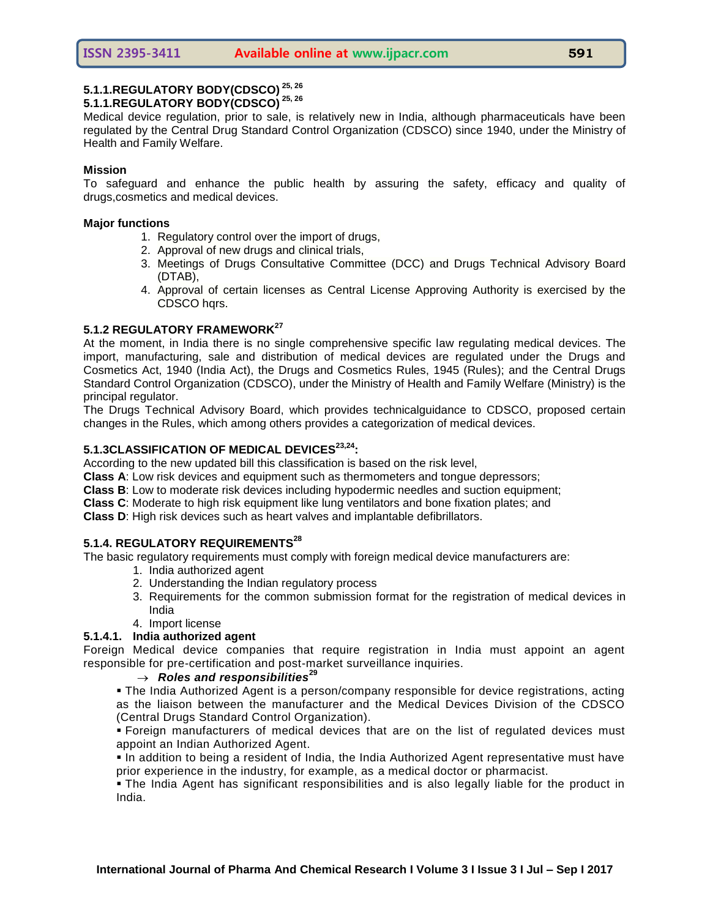### 5.1.1.REGULATORY BODY(CDSCO) [25, 26]

### 5.1.1.REGULATORY BODY(CDSCO) [25, 26]

Medical device regulation, prior to sale, is relatively new in India, although pharmaceuticals have been regulated by the Central Drug Standard Control Organization (CDSCO) since 1940, under the Ministry of Health and Family Welfare.

**Mission**

To safeguard and enhance the public health by assuring the safety, efficacy and quality of drugs,cosmetics and medical devices.

**Major functions**

1. Regulatory control over the import of drugs,
2. Approval of new drugs and clinical trials,
3. Meetings of Drugs Consultative Committee (DCC) and Drugs Technical Advisory Board (DTAB),
4. Approval of certain licenses as Central License Approving Authority is exercised by the CDSCO hqrs.

### 5.1.2 REGULATORY FRAMEWORK[27]

At the moment, in India there is no single comprehensive specific law regulating medical devices. The import, manufacturing, sale and distribution of medical devices are regulated under the Drugs and Cosmetics Act, 1940 (India Act), the Drugs and Cosmetics Rules, 1945 (Rules); and the Central Drugs Standard Control Organization (CDSCO), under the Ministry of Health and Family Welfare (Ministry) is the principal regulator.

The Drugs Technical Advisory Board, which provides technicalguidance to CDSCO, proposed certain changes in the Rules, which among others provides a categorization of medical devices.

### 5.1.3CLASSIFICATION OF MEDICAL DEVICES[23,24]:

According to the new updated bill this classification is based on the risk level,

**Class A**: Low risk devices and equipment such as thermometers and tongue depressors;

**Class B**: Low to moderate risk devices including hypodermic needles and suction equipment;

**Class C**: Moderate to high risk equipment like lung ventilators and bone fixation plates; and

**Class D**: High risk devices such as heart valves and implantable defibrillators.

### 5.1.4. REGULATORY REQUIREMENTS[28]

The basic regulatory requirements must comply with foreign medical device manufacturers are:

1. India authorized agent
2. Understanding the Indian regulatory process
3. Requirements for the common submission format for the registration of medical devices in India
4. Import license

#### 5.1.4.1. India authorized agent

Foreign Medical device companies that require registration in India must appoint an agent responsible for pre-certification and post-market surveillance inquiries.

→ ***Roles and responsibilities***[29]

- The India Authorized Agent is a person/company responsible for device registrations, acting as the liaison between the manufacturer and the Medical Devices Division of the CDSCO (Central Drugs Standard Control Organization).
- Foreign manufacturers of medical devices that are on the list of regulated devices must appoint an Indian Authorized Agent.
- In addition to being a resident of India, the India Authorized Agent representative must have prior experience in the industry, for example, as a medical doctor or pharmacist.
- The India Agent has significant responsibilities and is also legally liable for the product in India.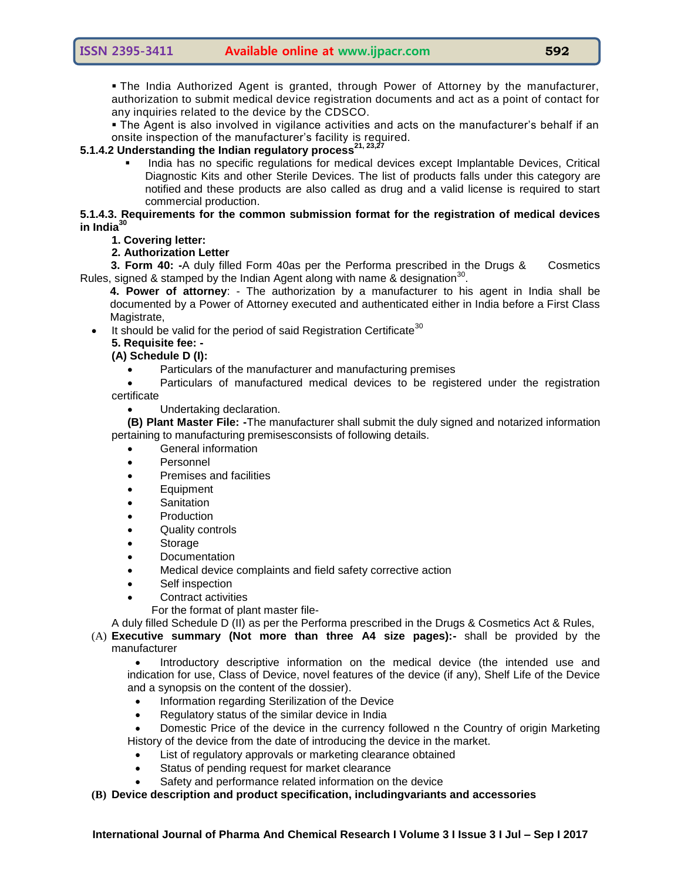- The India Authorized Agent is granted, through Power of Attorney by the manufacturer, authorization to submit medical device registration documents and act as a point of contact for any inquiries related to the device by the CDSCO.
- The Agent is also involved in vigilance activities and acts on the manufacturer's behalf if an onsite inspection of the manufacturer's facility is required.

**5.1.4.2 Understanding the Indian regulatory process[21, 23,27]**

- India has no specific regulations for medical devices except Implantable Devices, Critical Diagnostic Kits and other Sterile Devices. The list of products falls under this category are notified and these products are also called as drug and a valid license is required to start commercial production.

**5.1.4.3. Requirements for the common submission format for the registration of medical devices in India[30]**

**1. Covering letter:**

**2. Authorization Letter**

**3. Form 40: -**A duly filled Form 40as per the Performa prescribed in the Drugs & Cosmetics Rules, signed & stamped by the Indian Agent along with name & designation[30].

**4. Power of attorney**: - The authorization by a manufacturer to his agent in India shall be documented by a Power of Attorney executed and authenticated either in India before a First Class Magistrate,

- It should be valid for the period of said Registration Certificate[30]

**5. Requisite fee: -**

**(A) Schedule D (I):**

- Particulars of the manufacturer and manufacturing premises
- Particulars of manufactured medical devices to be registered under the registration certificate
- Undertaking declaration.

**(B) Plant Master File: -**The manufacturer shall submit the duly signed and notarized information pertaining to manufacturing premisesconsists of following details.

- General information
- Personnel
- Premises and facilities
- Equipment
- Sanitation
- Production
- Quality controls
- Storage
- Documentation
- Medical device complaints and field safety corrective action
- Self inspection
- Contract activities

For the format of plant master file-

A duly filled Schedule D (II) as per the Performa prescribed in the Drugs & Cosmetics Act & Rules,

(A) **Executive summary (Not more than three A4 size pages):-** shall be provided by the manufacturer

- Introductory descriptive information on the medical device (the intended use and indication for use, Class of Device, novel features of the device (if any), Shelf Life of the Device and a synopsis on the content of the dossier).
- Information regarding Sterilization of the Device
- Regulatory status of the similar device in India
- Domestic Price of the device in the currency followed n the Country of origin Marketing History of the device from the date of introducing the device in the market.
- List of regulatory approvals or marketing clearance obtained
- Status of pending request for market clearance
- Safety and performance related information on the device

(B) **Device description and product specification, includingvariants and accessories**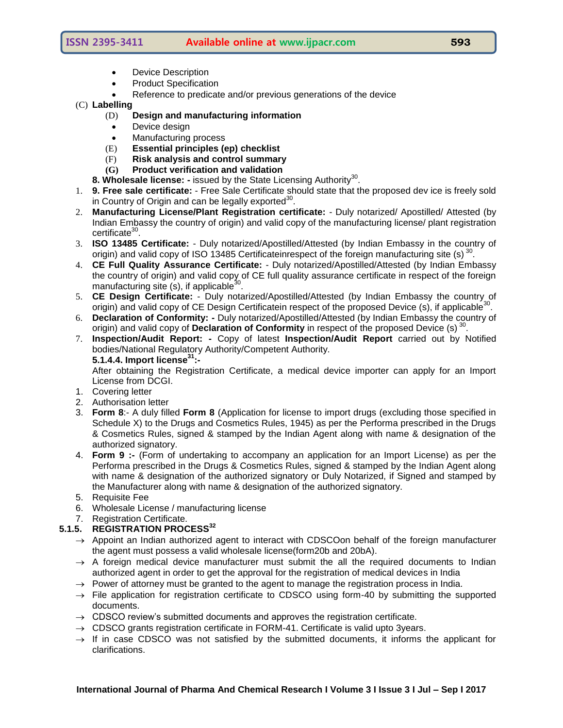- Device Description
- Product Specification
- Reference to predicate and/or previous generations of the device

(C) **Labelling**

(D) **Design and manufacturing information**

- Device design
- Manufacturing process

(E) **Essential principles (ep) checklist**

(F) **Risk analysis and control summary**

**(G) Product verification and validation**

**8. Wholesale license: -** issued by the State Licensing Authority[30].

1. **9. Free sale certificate:** - Free Sale Certificate should state that the proposed dev ice is freely sold in Country of Origin and can be legally exported[30].
2. **Manufacturing License/Plant Registration certificate:** - Duly notarized/ Apostilled/ Attested (by Indian Embassy the country of origin) and valid copy of the manufacturing license/ plant registration certificate[30].
3. **ISO 13485 Certificate:** - Duly notarized/Apostilled/Attested (by Indian Embassy in the country of origin) and valid copy of ISO 13485 Certificateinrespect of the foreign manufacturing site (s) [30].
4. **CE Full Quality Assurance Certificate:** - Duly notarized/Apostilled/Attested (by Indian Embassy the country of origin) and valid copy of CE full quality assurance certificate in respect of the foreign manufacturing site (s), if applicable[30].
5. **CE Design Certificate:** - Duly notarized/Apostilled/Attested (by Indian Embassy the country of origin) and valid copy of CE Design Certificatein respect of the proposed Device (s), if applicable[30].
6. **Declaration of Conformity: -** Duly notarized/Apostilled/Attested (by Indian Embassy the country of origin) and valid copy of **Declaration of Conformity** in respect of the proposed Device (s) [30].
7. **Inspection/Audit Report: -** Copy of latest **Inspection/Audit Report** carried out by Notified bodies/National Regulatory Authority/Competent Authority.

**5.1.4.4. Import license[31]:-**

After obtaining the Registration Certificate, a medical device importer can apply for an Import License from DCGI.

1. Covering letter
2. Authorisation letter
3. **Form 8**:- A duly filled **Form 8** (Application for license to import drugs (excluding those specified in Schedule X) to the Drugs and Cosmetics Rules, 1945) as per the Performa prescribed in the Drugs & Cosmetics Rules, signed & stamped by the Indian Agent along with name & designation of the authorized signatory.
4. **Form 9 :-** (Form of undertaking to accompany an application for an Import License) as per the Performa prescribed in the Drugs & Cosmetics Rules, signed & stamped by the Indian Agent along with name & designation of the authorized signatory or Duly Notarized, if Signed and stamped by the Manufacturer along with name & designation of the authorized signatory.
5. Requisite Fee
6. Wholesale License / manufacturing license
7. Registration Certificate.

## 5.1.5. REGISTRATION PROCESS[32]

→ Appoint an Indian authorized agent to interact with CDSCOon behalf of the foreign manufacturer the agent must possess a valid wholesale license(form20b and 20bA).

→ A foreign medical device manufacturer must submit the all the required documents to Indian authorized agent in order to get the approval for the registration of medical devices in India

→ Power of attorney must be granted to the agent to manage the registration process in India.

→ File application for registration certificate to CDSCO using form-40 by submitting the supported documents.

→ CDSCO review's submitted documents and approves the registration certificate.

→ CDSCO grants registration certificate in FORM-41. Certificate is valid upto 3years.

→ If in case CDSCO was not satisfied by the submitted documents, it informs the applicant for clarifications.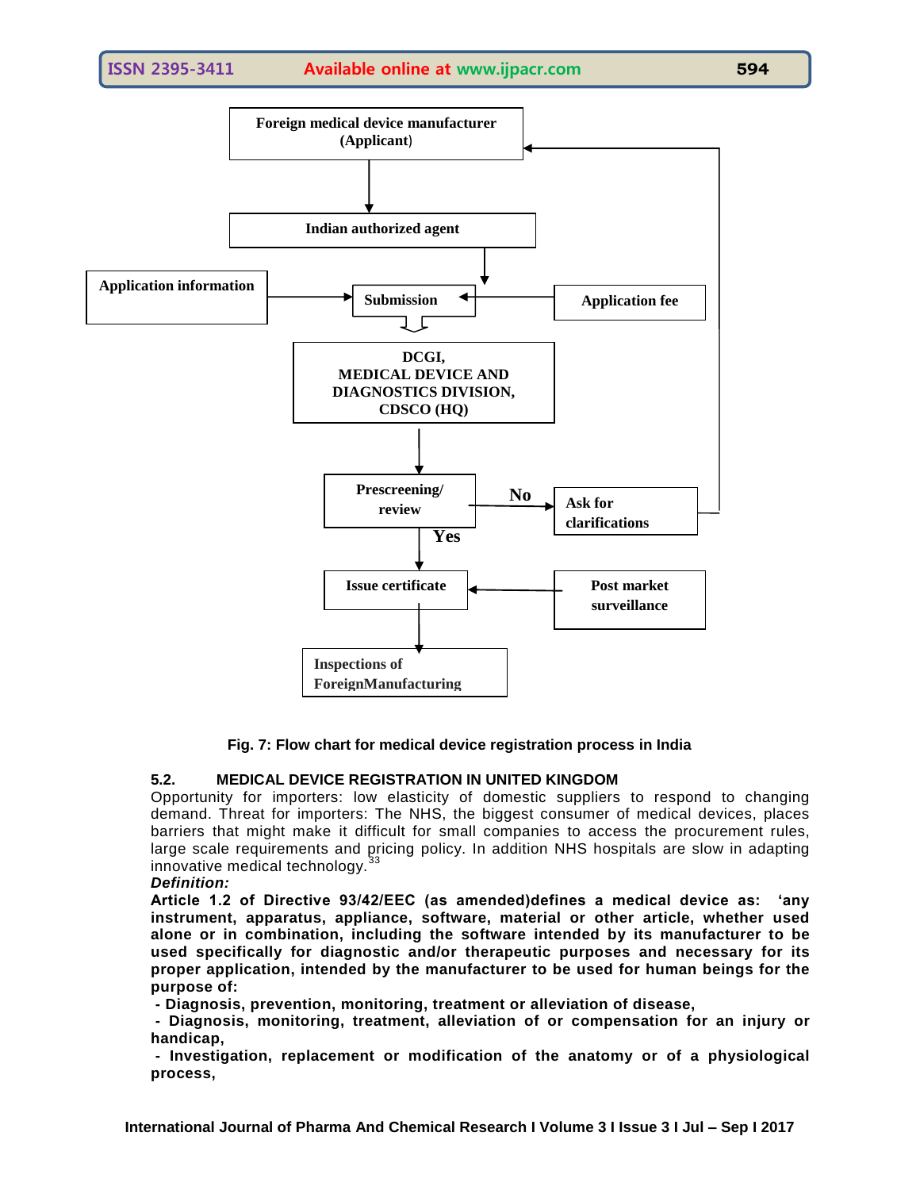Foreign medical device manufacturer (Applicant)

Indian authorized agent

Application information

Submission

Application fee

DCGI, MEDICAL DEVICE AND DIAGNOSTICS DIVISION, CDSCO (HQ)

Prescreening/ review

No

Ask for clarifications

Yes

Issue certificate

Post market surveillance

Inspections of ForeignManufacturing

**Fig. 7: Flow chart for medical device registration process in India**

### 5.2. MEDICAL DEVICE REGISTRATION IN UNITED KINGDOM

Opportunity for importers: low elasticity of domestic suppliers to respond to changing demand. Threat for importers: The NHS, the biggest consumer of medical devices, places barriers that might make it difficult for small companies to access the procurement rules, large scale requirements and pricing policy. In addition NHS hospitals are slow in adapting innovative medical technology.[33]

***Definition:***

**Article 1.2 of Directive 93/42/EEC (as amended)defines a medical device as: 'any instrument, apparatus, appliance, software, material or other article, whether used alone or in combination, including the software intended by its manufacturer to be used specifically for diagnostic and/or therapeutic purposes and necessary for its proper application, intended by the manufacturer to be used for human beings for the purpose of:**

**- Diagnosis, prevention, monitoring, treatment or alleviation of disease,**

**- Diagnosis, monitoring, treatment, alleviation of or compensation for an injury or handicap,**

**- Investigation, replacement or modification of the anatomy or of a physiological process,**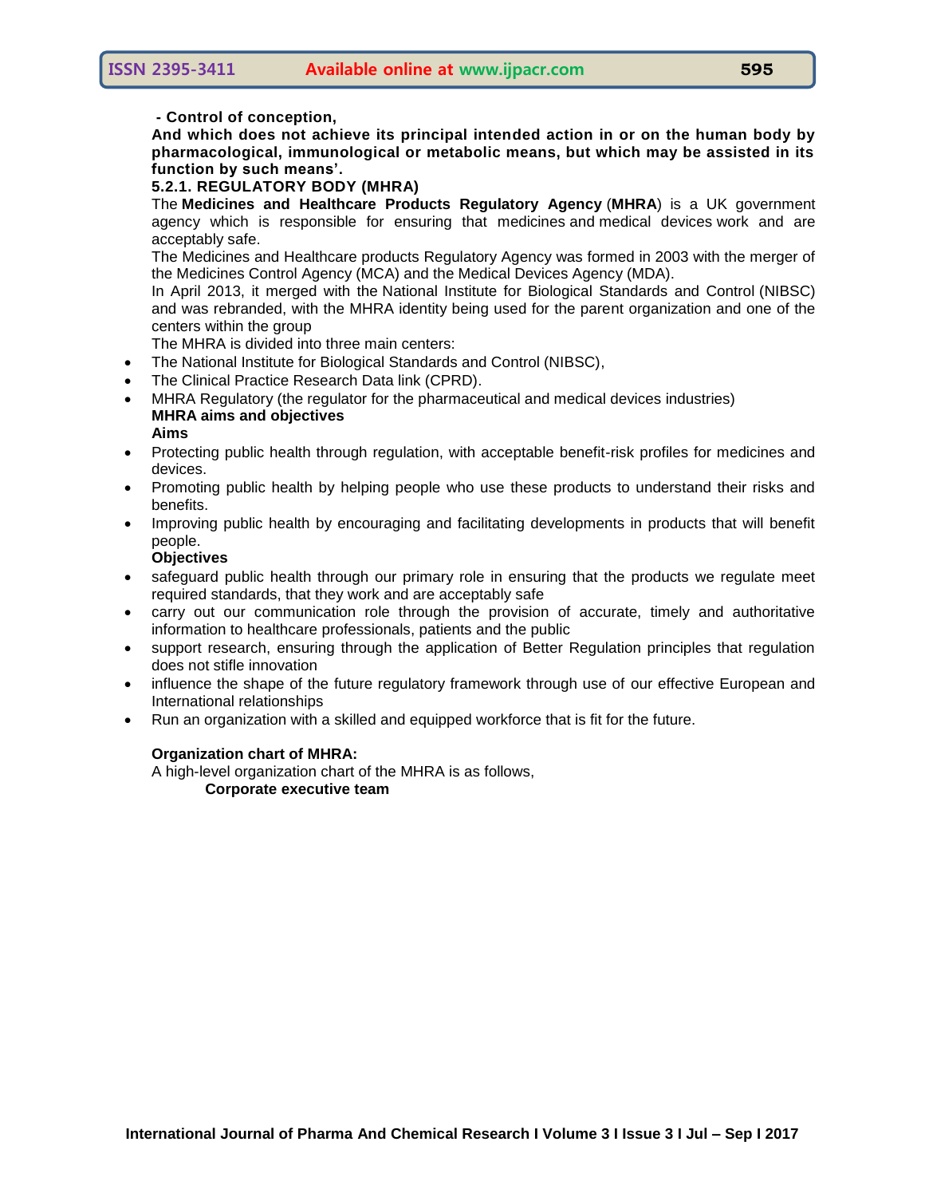**- Control of conception,**

**And which does not achieve its principal intended action in or on the human body by pharmacological, immunological or metabolic means, but which may be assisted in its function by such means'.**

### 5.2.1. REGULATORY BODY (MHRA)

The **Medicines and Healthcare Products Regulatory Agency** (**MHRA**) is a UK government agency which is responsible for ensuring that medicines and medical devices work and are acceptably safe.

The Medicines and Healthcare products Regulatory Agency was formed in 2003 with the merger of the Medicines Control Agency (MCA) and the Medical Devices Agency (MDA).

In April 2013, it merged with the National Institute for Biological Standards and Control (NIBSC) and was rebranded, with the MHRA identity being used for the parent organization and one of the centers within the group

The MHRA is divided into three main centers:

- The National Institute for Biological Standards and Control (NIBSC),
- The Clinical Practice Research Data link (CPRD).
- MHRA Regulatory (the regulator for the pharmaceutical and medical devices industries)

**MHRA aims and objectives**

**Aims**

- Protecting public health through regulation, with acceptable benefit-risk profiles for medicines and devices.
- Promoting public health by helping people who use these products to understand their risks and benefits.
- Improving public health by encouraging and facilitating developments in products that will benefit people.

**Objectives**

- safeguard public health through our primary role in ensuring that the products we regulate meet required standards, that they work and are acceptably safe
- carry out our communication role through the provision of accurate, timely and authoritative information to healthcare professionals, patients and the public
- support research, ensuring through the application of Better Regulation principles that regulation does not stifle innovation
- influence the shape of the future regulatory framework through use of our effective European and International relationships
- Run an organization with a skilled and equipped workforce that is fit for the future.

**Organization chart of MHRA:**

A high-level organization chart of the MHRA is as follows,

**Corporate executive team**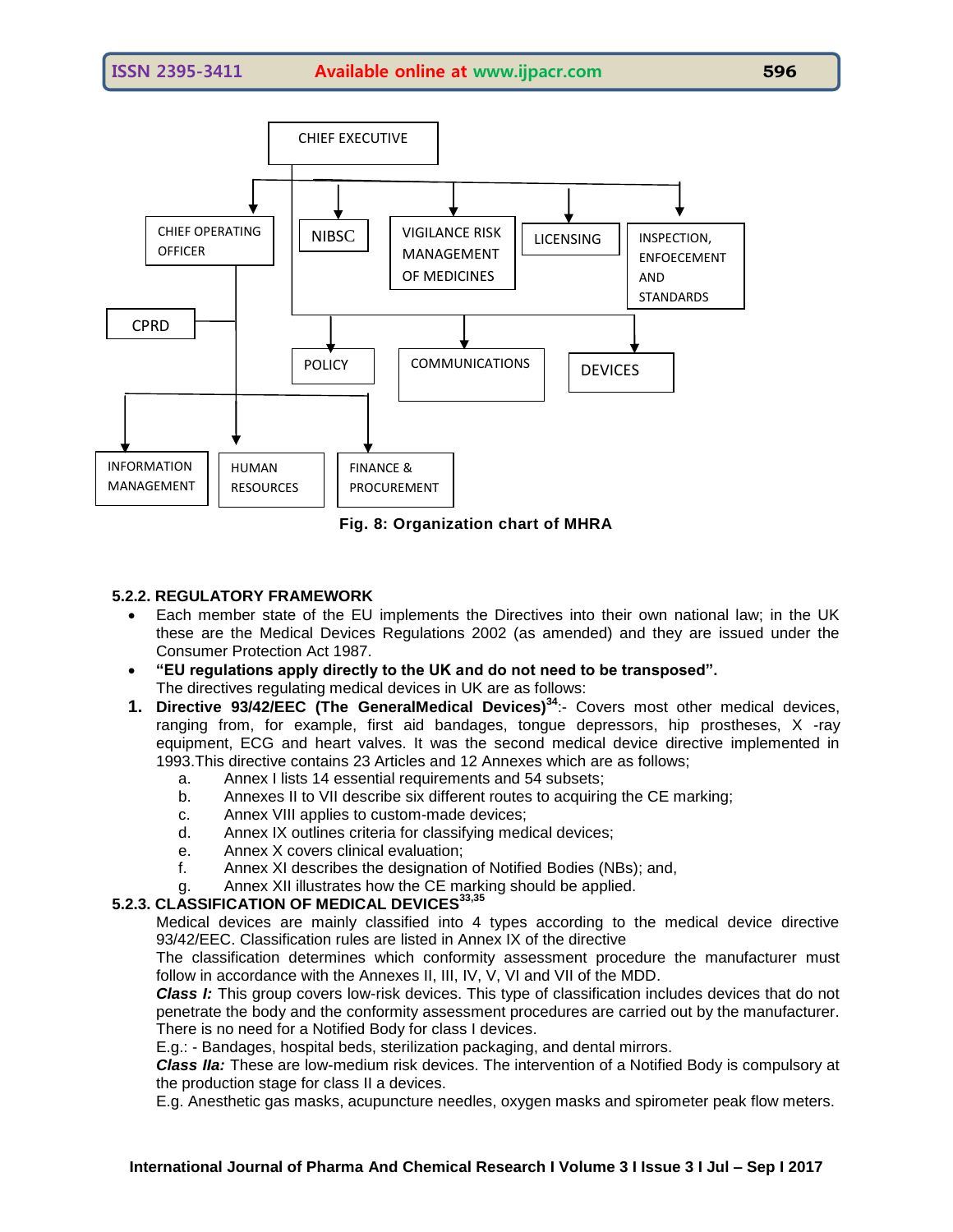CHIEF EXECUTIVE

CHIEF OPERATING OFFICER

NIBSC

VIGILANCE RISK MANAGEMENT OF MEDICINES

LICENSING

INSPECTION, ENFOECEMENT AND STANDARDS

CPRD

POLICY

COMMUNICATIONS

DEVICES

INFORMATION MANAGEMENT

HUMAN RESOURCES

FINANCE & PROCUREMENT

**Fig. 8: Organization chart of MHRA**

### 5.2.2. REGULATORY FRAMEWORK

- Each member state of the EU implements the Directives into their own national law; in the UK these are the Medical Devices Regulations 2002 (as amended) and they are issued under the Consumer Protection Act 1987.
- **"EU regulations apply directly to the UK and do not need to be transposed".**

The directives regulating medical devices in UK are as follows:

1. **Directive 93/42/EEC (The GeneralMedical Devices)**[34]:- Covers most other medical devices, ranging from, for example, first aid bandages, tongue depressors, hip prostheses, X -ray equipment, ECG and heart valves. It was the second medical device directive implemented in 1993.This directive contains 23 Articles and 12 Annexes which are as follows;
   a. Annex I lists 14 essential requirements and 54 subsets;
   b. Annexes II to VII describe six different routes to acquiring the CE marking;
   c. Annex VIII applies to custom-made devices;
   d. Annex IX outlines criteria for classifying medical devices;
   e. Annex X covers clinical evaluation;
   f. Annex XI describes the designation of Notified Bodies (NBs); and,
   g. Annex XII illustrates how the CE marking should be applied.

### 5.2.3. CLASSIFICATION OF MEDICAL DEVICES[33,35]

Medical devices are mainly classified into 4 types according to the medical device directive 93/42/EEC. Classification rules are listed in Annex IX of the directive

The classification determines which conformity assessment procedure the manufacturer must follow in accordance with the Annexes II, III, IV, V, VI and VII of the MDD.

***Class I:*** This group covers low-risk devices. This type of classification includes devices that do not penetrate the body and the conformity assessment procedures are carried out by the manufacturer. There is no need for a Notified Body for class I devices.

E.g.: - Bandages, hospital beds, sterilization packaging, and dental mirrors.

***Class IIa:*** These are low-medium risk devices. The intervention of a Notified Body is compulsory at the production stage for class II a devices.

E.g. Anesthetic gas masks, acupuncture needles, oxygen masks and spirometer peak flow meters.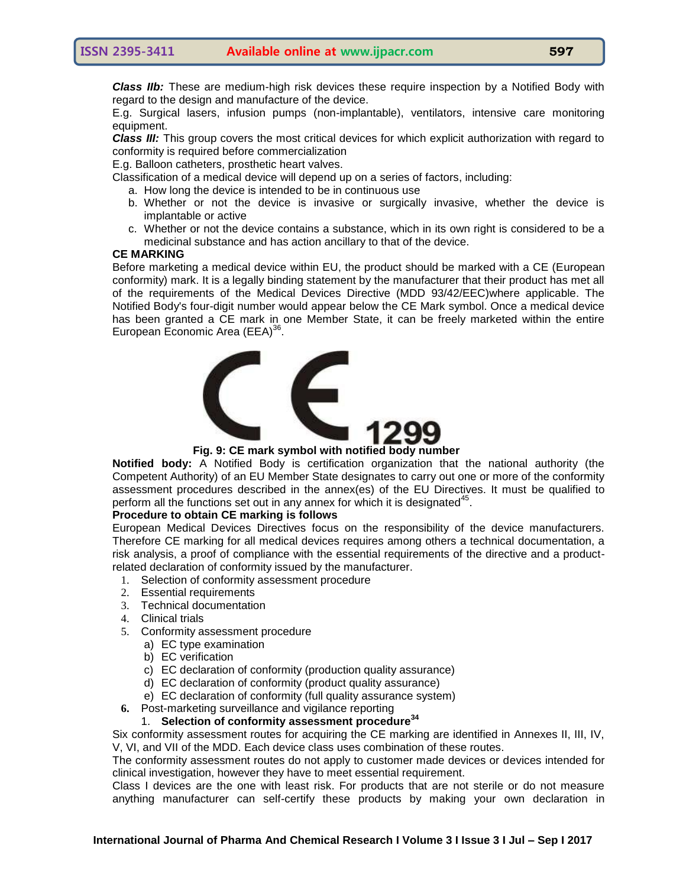***Class IIb:*** These are medium-high risk devices these require inspection by a Notified Body with regard to the design and manufacture of the device.

E.g. Surgical lasers, infusion pumps (non-implantable), ventilators, intensive care monitoring equipment.

***Class III:*** This group covers the most critical devices for which explicit authorization with regard to conformity is required before commercialization

E.g. Balloon catheters, prosthetic heart valves.

Classification of a medical device will depend up on a series of factors, including:

a. How long the device is intended to be in continuous use
b. Whether or not the device is invasive or surgically invasive, whether the device is implantable or active
c. Whether or not the device contains a substance, which in its own right is considered to be a medicinal substance and has action ancillary to that of the device.

**CE MARKING**

Before marketing a medical device within EU, the product should be marked with a CE (European conformity) mark. It is a legally binding statement by the manufacturer that their product has met all of the requirements of the Medical Devices Directive (MDD 93/42/EEC)where applicable. The Notified Body's four-digit number would appear below the CE Mark symbol. Once a medical device has been granted a CE mark in one Member State, it can be freely marketed within the entire European Economic Area (EEA)[36].

CE 1299

**Fig. 9: CE mark symbol with notified body number**

**Notified body:** A Notified Body is certification organization that the national authority (the Competent Authority) of an EU Member State designates to carry out one or more of the conformity assessment procedures described in the annex(es) of the EU Directives. It must be qualified to perform all the functions set out in any annex for which it is designated[45].

**Procedure to obtain CE marking is follows**

European Medical Devices Directives focus on the responsibility of the device manufacturers. Therefore CE marking for all medical devices requires among others a technical documentation, a risk analysis, a proof of compliance with the essential requirements of the directive and a product-related declaration of conformity issued by the manufacturer.

1. Selection of conformity assessment procedure
2. Essential requirements
3. Technical documentation
4. Clinical trials
5. Conformity assessment procedure
   a) EC type examination
   b) EC verification
   c) EC declaration of conformity (production quality assurance)
   d) EC declaration of conformity (product quality assurance)
   e) EC declaration of conformity (full quality assurance system)
6. Post-marketing surveillance and vigilance reporting

1. **Selection of conformity assessment procedure[34]**

Six conformity assessment routes for acquiring the CE marking are identified in Annexes II, III, IV, V, VI, and VII of the MDD. Each device class uses combination of these routes.

The conformity assessment routes do not apply to customer made devices or devices intended for clinical investigation, however they have to meet essential requirement.

Class I devices are the one with least risk. For products that are not sterile or do not measure anything manufacturer can self-certify these products by making your own declaration in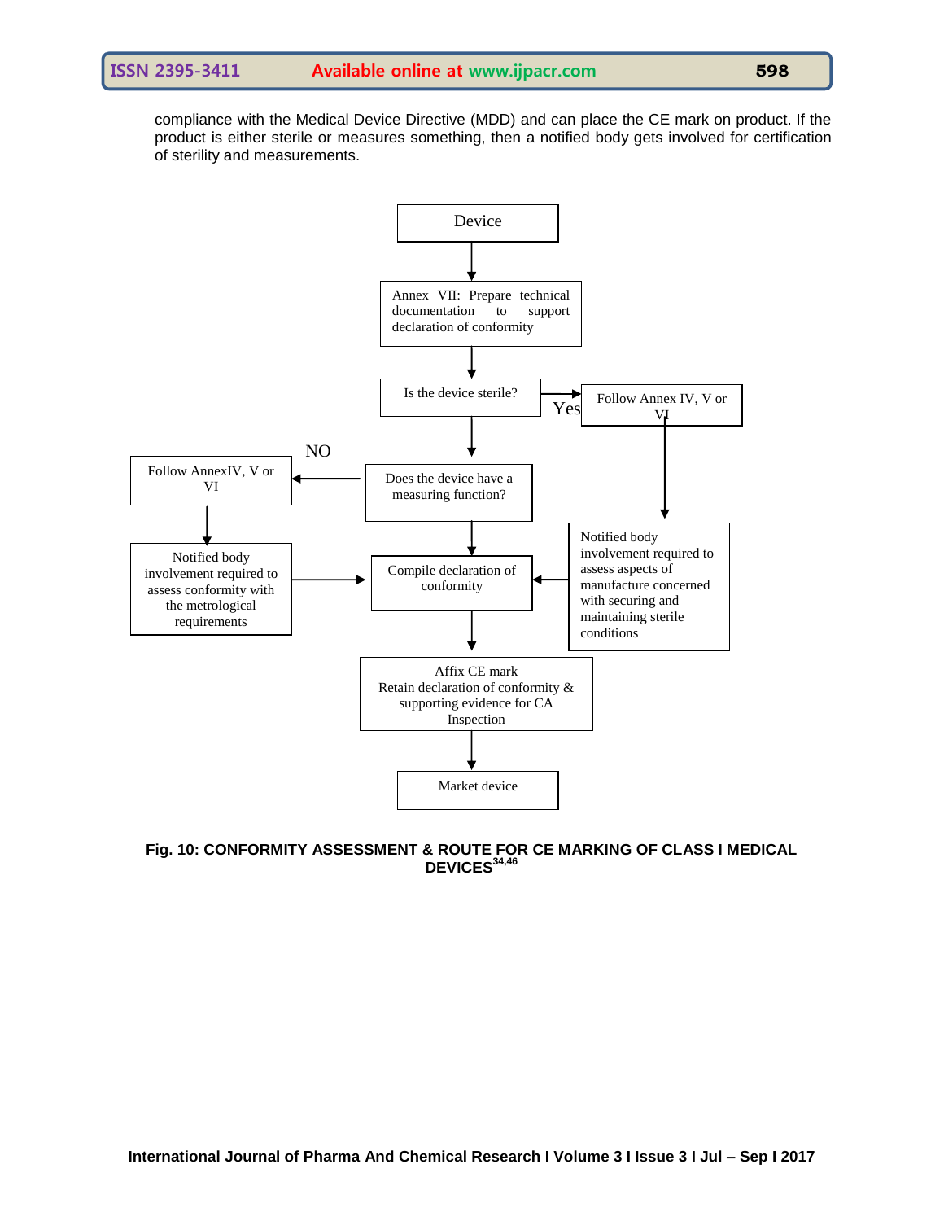compliance with the Medical Device Directive (MDD) and can place the CE mark on product. If the product is either sterile or measures something, then a notified body gets involved for certification of sterility and measurements.

Device

Annex VII: Prepare technical documentation to support declaration of conformity

Is the device sterile?

Yes

Follow Annex IV, V or VI

NO

Follow AnnexIV, V or VI

Does the device have a measuring function?

Notified body involvement required to assess aspects of manufacture concerned with securing and maintaining sterile conditions

Notified body involvement required to assess conformity with the metrological requirements

Compile declaration of conformity

Affix CE mark
Retain declaration of conformity & supporting evidence for CA Inspection

Market device

**Fig. 10: CONFORMITY ASSESSMENT & ROUTE FOR CE MARKING OF CLASS I MEDICAL DEVICES[34,46]**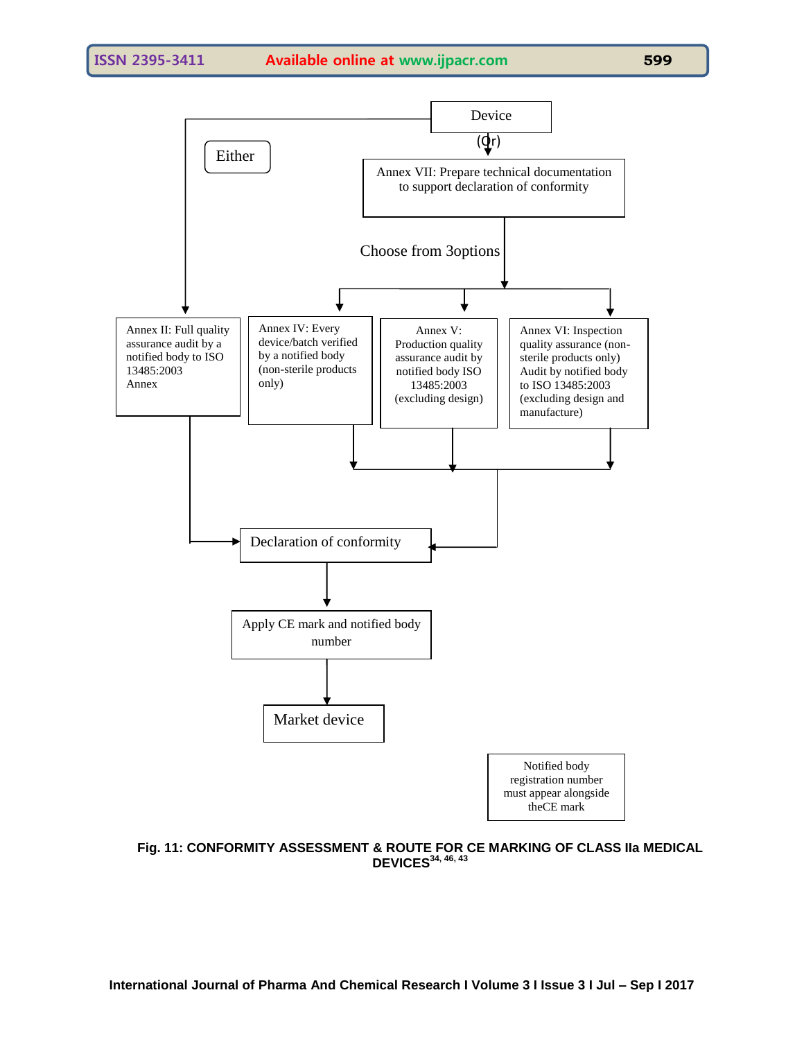Device

Either

(Or)

Annex VII: Prepare technical documentation to support declaration of conformity

Choose from 3options

Annex II: Full quality assurance audit by a notified body to ISO 13485:2003 Annex

Annex IV: Every device/batch verified by a notified body (non-sterile products only)

Annex V: Production quality assurance audit by notified body ISO 13485:2003 (excluding design)

Annex VI: Inspection quality assurance (non-sterile products only) Audit by notified body to ISO 13485:2003 (excluding design and manufacture)

Declaration of conformity

Apply CE mark and notified body number

Market device

Notified body registration number must appear alongside theCE mark

**Fig. 11: CONFORMITY ASSESSMENT & ROUTE FOR CE MARKING OF CLASS IIa MEDICAL DEVICES[34, 46, 43]**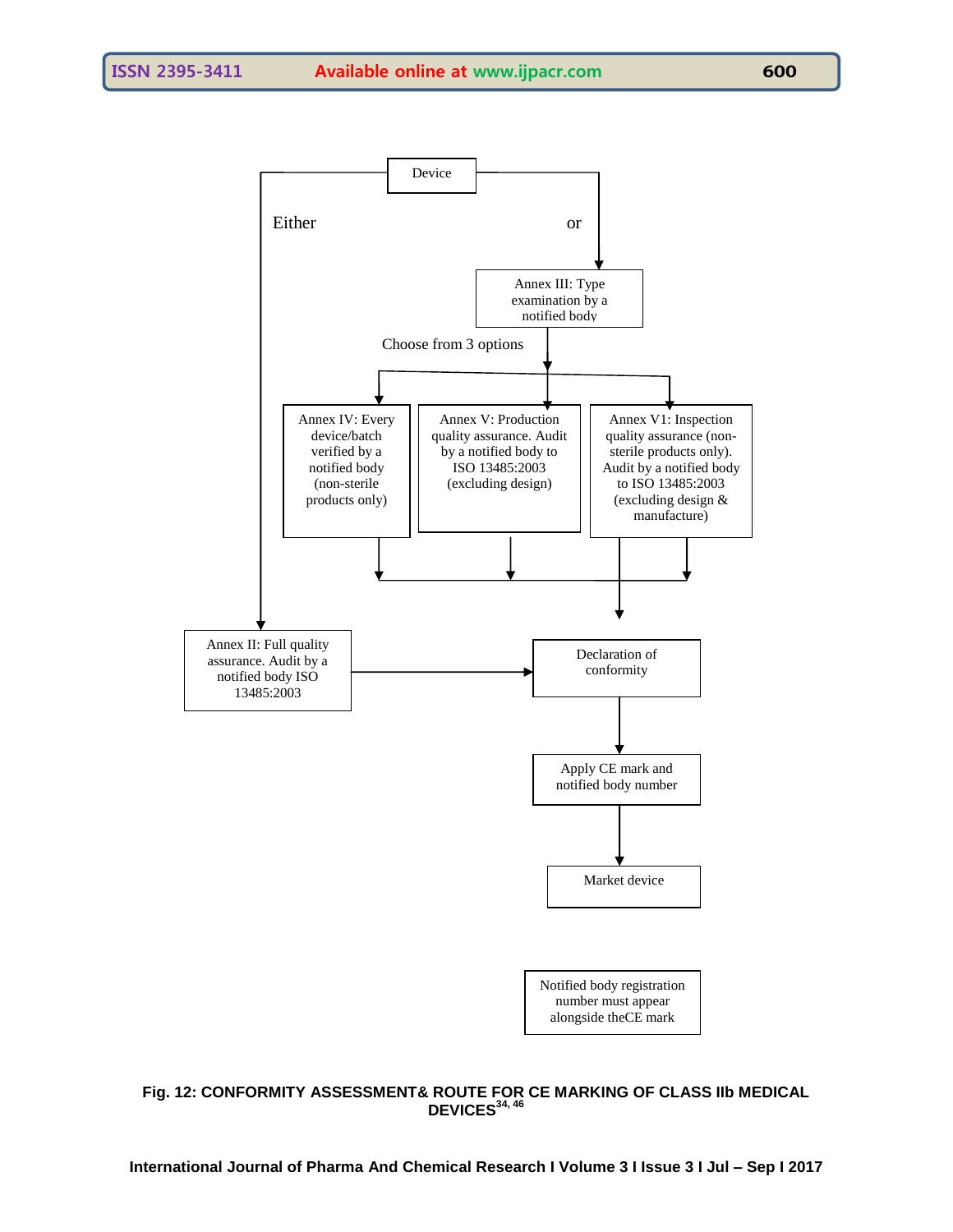Device

Either

or

Annex III: Type examination by a notified body

Choose from 3 options

Annex IV: Every device/batch verified by a notified body (non-sterile products only)

Annex V: Production quality assurance. Audit by a notified body to ISO 13485:2003 (excluding design)

Annex V1: Inspection quality assurance (non-sterile products only). Audit by a notified body to ISO 13485:2003 (excluding design & manufacture)

Annex II: Full quality assurance. Audit by a notified body ISO 13485:2003

Declaration of conformity

Apply CE mark and notified body number

Market device

Notified body registration number must appear alongside theCE mark

**Fig. 12: CONFORMITY ASSESSMENT& ROUTE FOR CE MARKING OF CLASS IIb MEDICAL DEVICES[34, 46]**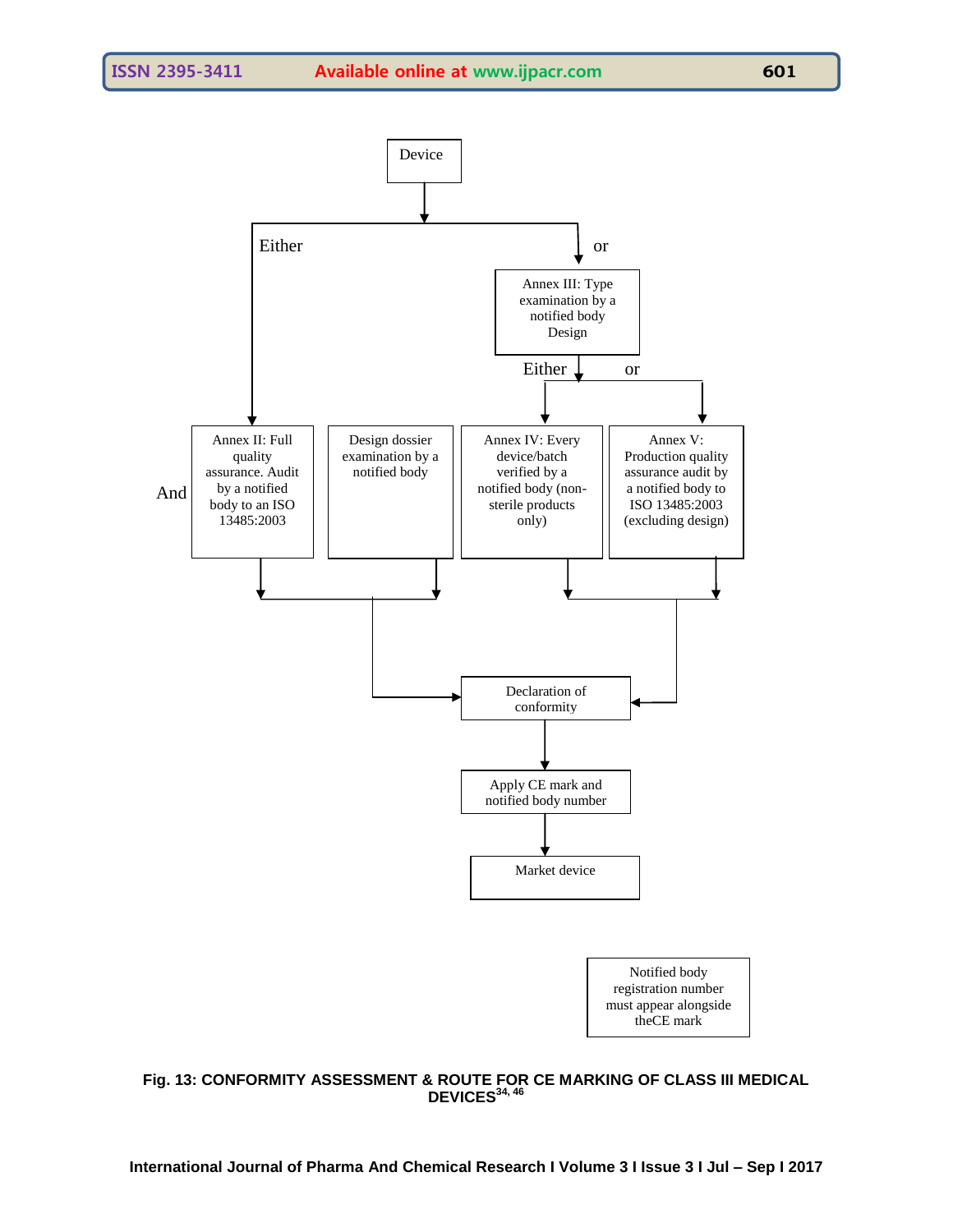Device

Either

or

Annex III: Type examination by a notified body Design

Either

or

And

Annex II: Full quality assurance. Audit by a notified body to an ISO 13485:2003

Design dossier examination by a notified body

Annex IV: Every device/batch verified by a notified body (non-sterile products only)

Annex V: Production quality assurance audit by a notified body to ISO 13485:2003 (excluding design)

Declaration of conformity

Apply CE mark and notified body number

Market device

Notified body registration number must appear alongside theCE mark

**Fig. 13: CONFORMITY ASSESSMENT & ROUTE FOR CE MARKING OF CLASS III MEDICAL DEVICES[34, 46]**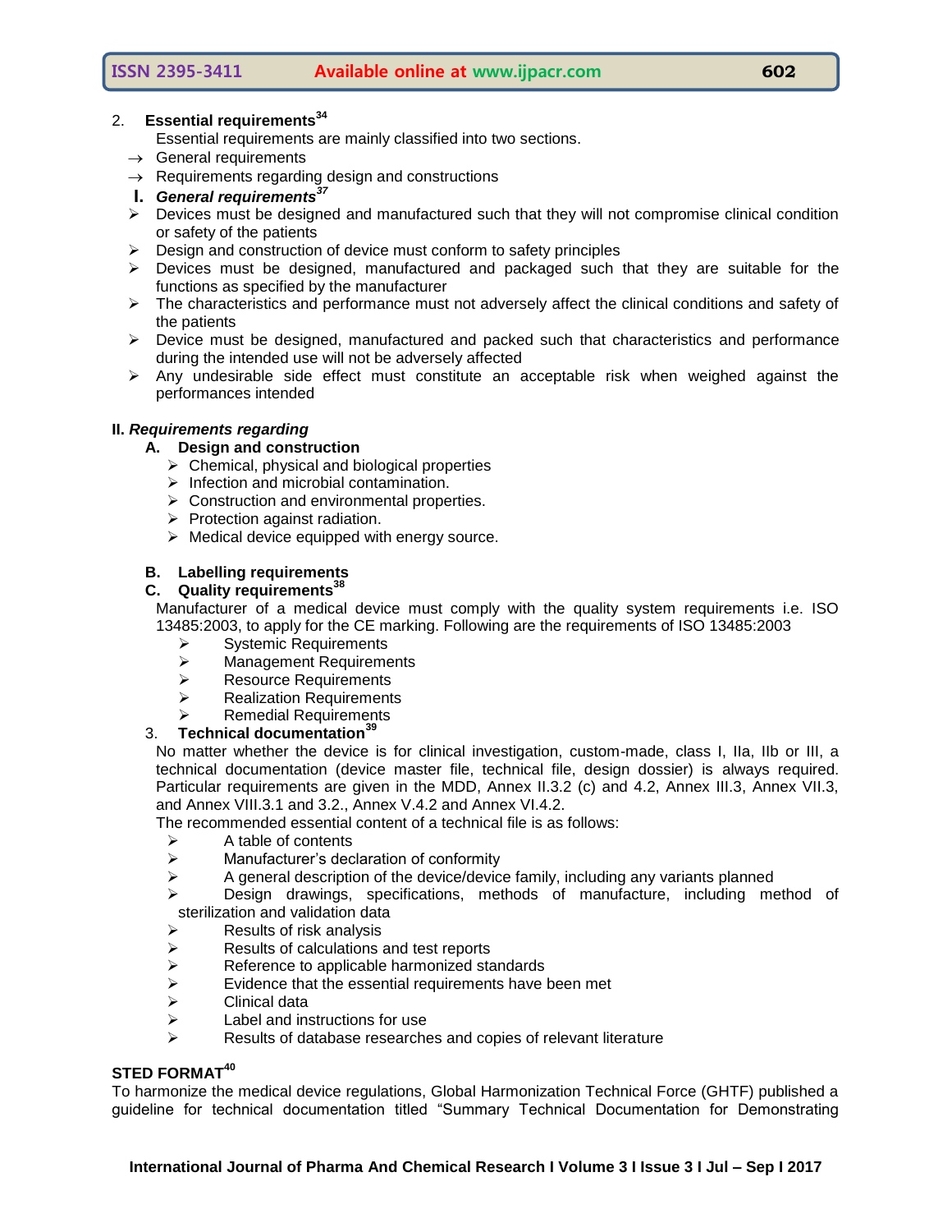2. **Essential requirements[34]**

Essential requirements are mainly classified into two sections.

- → General requirements
- → Requirements regarding design and constructions

**I. *General requirements[37]***

- Devices must be designed and manufactured such that they will not compromise clinical condition or safety of the patients
- Design and construction of device must conform to safety principles
- Devices must be designed, manufactured and packaged such that they are suitable for the functions as specified by the manufacturer
- The characteristics and performance must not adversely affect the clinical conditions and safety of the patients
- Device must be designed, manufactured and packed such that characteristics and performance during the intended use will not be adversely affected
- Any undesirable side effect must constitute an acceptable risk when weighed against the performances intended

**II. *Requirements regarding***

**A. Design and construction**

- Chemical, physical and biological properties
- Infection and microbial contamination.
- Construction and environmental properties.
- Protection against radiation.
- Medical device equipped with energy source.

**B. Labelling requirements**

**C. Quality requirements[38]**

Manufacturer of a medical device must comply with the quality system requirements i.e. ISO 13485:2003, to apply for the CE marking. Following are the requirements of ISO 13485:2003

- Systemic Requirements
- Management Requirements
- Resource Requirements
- Realization Requirements
- Remedial Requirements

3. **Technical documentation[39]**

No matter whether the device is for clinical investigation, custom-made, class I, IIa, IIb or III, a technical documentation (device master file, technical file, design dossier) is always required. Particular requirements are given in the MDD, Annex II.3.2 (c) and 4.2, Annex III.3, Annex VII.3, and Annex VIII.3.1 and 3.2., Annex V.4.2 and Annex VI.4.2.

The recommended essential content of a technical file is as follows:

- A table of contents
- Manufacturer's declaration of conformity
- A general description of the device/device family, including any variants planned
- Design drawings, specifications, methods of manufacture, including method of sterilization and validation data
- Results of risk analysis
- Results of calculations and test reports
- Reference to applicable harmonized standards
- Evidence that the essential requirements have been met
- Clinical data
- Label and instructions for use
- Results of database researches and copies of relevant literature

**STED FORMAT[40]**

To harmonize the medical device regulations, Global Harmonization Technical Force (GHTF) published a guideline for technical documentation titled "Summary Technical Documentation for Demonstrating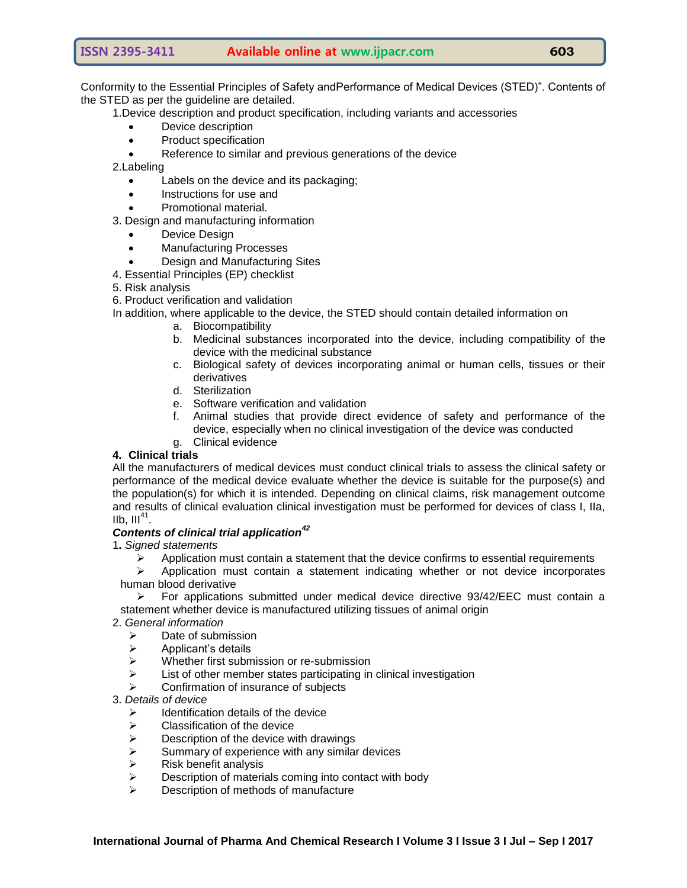Conformity to the Essential Principles of Safety andPerformance of Medical Devices (STED)". Contents of the STED as per the guideline are detailed.

1.Device description and product specification, including variants and accessories
- Device description
- Product specification
- Reference to similar and previous generations of the device

2.Labeling
- Labels on the device and its packaging;
- Instructions for use and
- Promotional material.

3. Design and manufacturing information
- Device Design
- Manufacturing Processes
- Design and Manufacturing Sites

4. Essential Principles (EP) checklist

5. Risk analysis

6. Product verification and validation

In addition, where applicable to the device, the STED should contain detailed information on

a. Biocompatibility
b. Medicinal substances incorporated into the device, including compatibility of the device with the medicinal substance
c. Biological safety of devices incorporating animal or human cells, tissues or their derivatives
d. Sterilization
e. Software verification and validation
f. Animal studies that provide direct evidence of safety and performance of the device, especially when no clinical investigation of the device was conducted
g. Clinical evidence

### 4. Clinical trials

All the manufacturers of medical devices must conduct clinical trials to assess the clinical safety or performance of the medical device evaluate whether the device is suitable for the purpose(s) and the population(s) for which it is intended. Depending on clinical claims, risk management outcome and results of clinical evaluation clinical investigation must be performed for devices of class I, IIa, IIb, III[41].

***Contents of clinical trial application***[42]

1. *Signed statements*
   - Application must contain a statement that the device confirms to essential requirements
   - Application must contain a statement indicating whether or not device incorporates human blood derivative
   - For applications submitted under medical device directive 93/42/EEC must contain a statement whether device is manufactured utilizing tissues of animal origin

2. *General information*
   - Date of submission
   - Applicant's details
   - Whether first submission or re-submission
   - List of other member states participating in clinical investigation
   - Confirmation of insurance of subjects

3. *Details of device*
   - Identification details of the device
   - Classification of the device
   - Description of the device with drawings
   - Summary of experience with any similar devices
   - Risk benefit analysis
   - Description of materials coming into contact with body
   - Description of methods of manufacture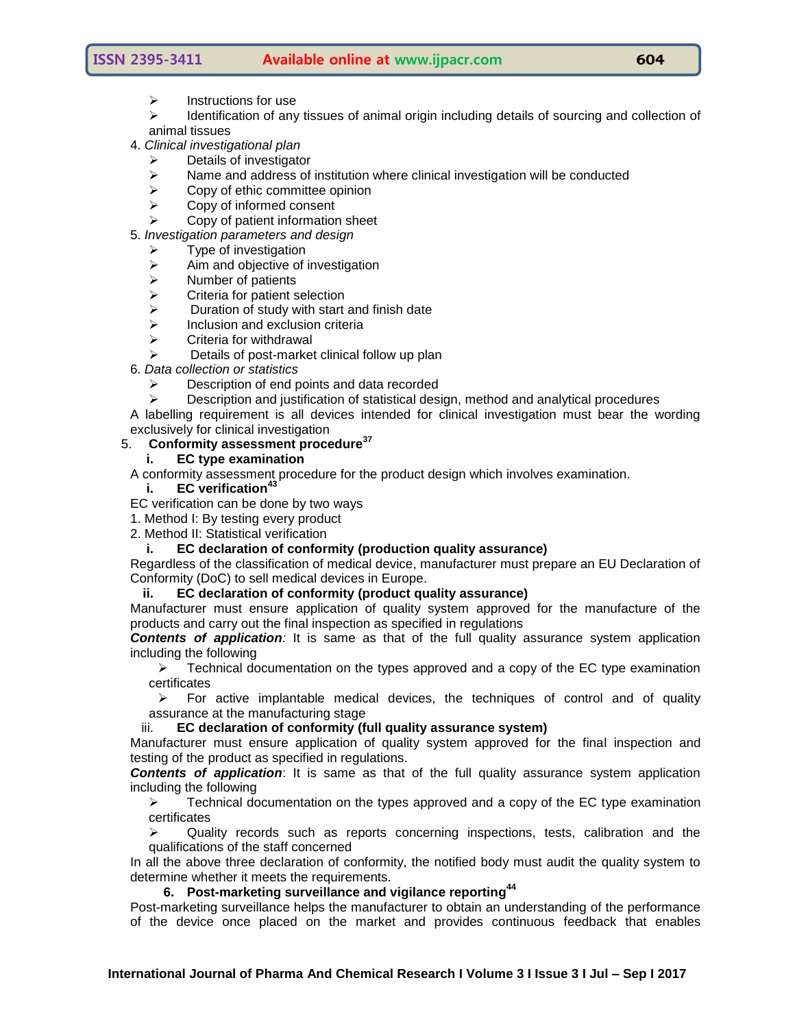- Instructions for use
- Identification of any tissues of animal origin including details of sourcing and collection of animal tissues

4. *Clinical investigational plan*
   - Details of investigator
   - Name and address of institution where clinical investigation will be conducted
   - Copy of ethic committee opinion
   - Copy of informed consent
   - Copy of patient information sheet
5. *Investigation parameters and design*
   - Type of investigation
   - Aim and objective of investigation
   - Number of patients
   - Criteria for patient selection
   - Duration of study with start and finish date
   - Inclusion and exclusion criteria
   - Criteria for withdrawal
   - Details of post-market clinical follow up plan
6. *Data collection or statistics*
   - Description of end points and data recorded
   - Description and justification of statistical design, method and analytical procedures

A labelling requirement is all devices intended for clinical investigation must bear the wording exclusively for clinical investigation

5. **Conformity assessment procedure**[37]

**i. EC type examination**

A conformity assessment procedure for the product design which involves examination.

**i. EC verification**[43]

EC verification can be done by two ways

1. Method I: By testing every product
2. Method II: Statistical verification

**i. EC declaration of conformity (production quality assurance)**

Regardless of the classification of medical device, manufacturer must prepare an EU Declaration of Conformity (DoC) to sell medical devices in Europe.

**ii. EC declaration of conformity (product quality assurance)**

Manufacturer must ensure application of quality system approved for the manufacture of the products and carry out the final inspection as specified in regulations

***Contents of application****:* It is same as that of the full quality assurance system application including the following

- Technical documentation on the types approved and a copy of the EC type examination certificates
- For active implantable medical devices, the techniques of control and of quality assurance at the manufacturing stage

iii. **EC declaration of conformity (full quality assurance system)**

Manufacturer must ensure application of quality system approved for the final inspection and testing of the product as specified in regulations.

***Contents of application***: It is same as that of the full quality assurance system application including the following

- Technical documentation on the types approved and a copy of the EC type examination certificates
- Quality records such as reports concerning inspections, tests, calibration and the qualifications of the staff concerned

In all the above three declaration of conformity, the notified body must audit the quality system to determine whether it meets the requirements.

6. **Post-marketing surveillance and vigilance reporting**[44]

Post-marketing surveillance helps the manufacturer to obtain an understanding of the performance of the device once placed on the market and provides continuous feedback that enables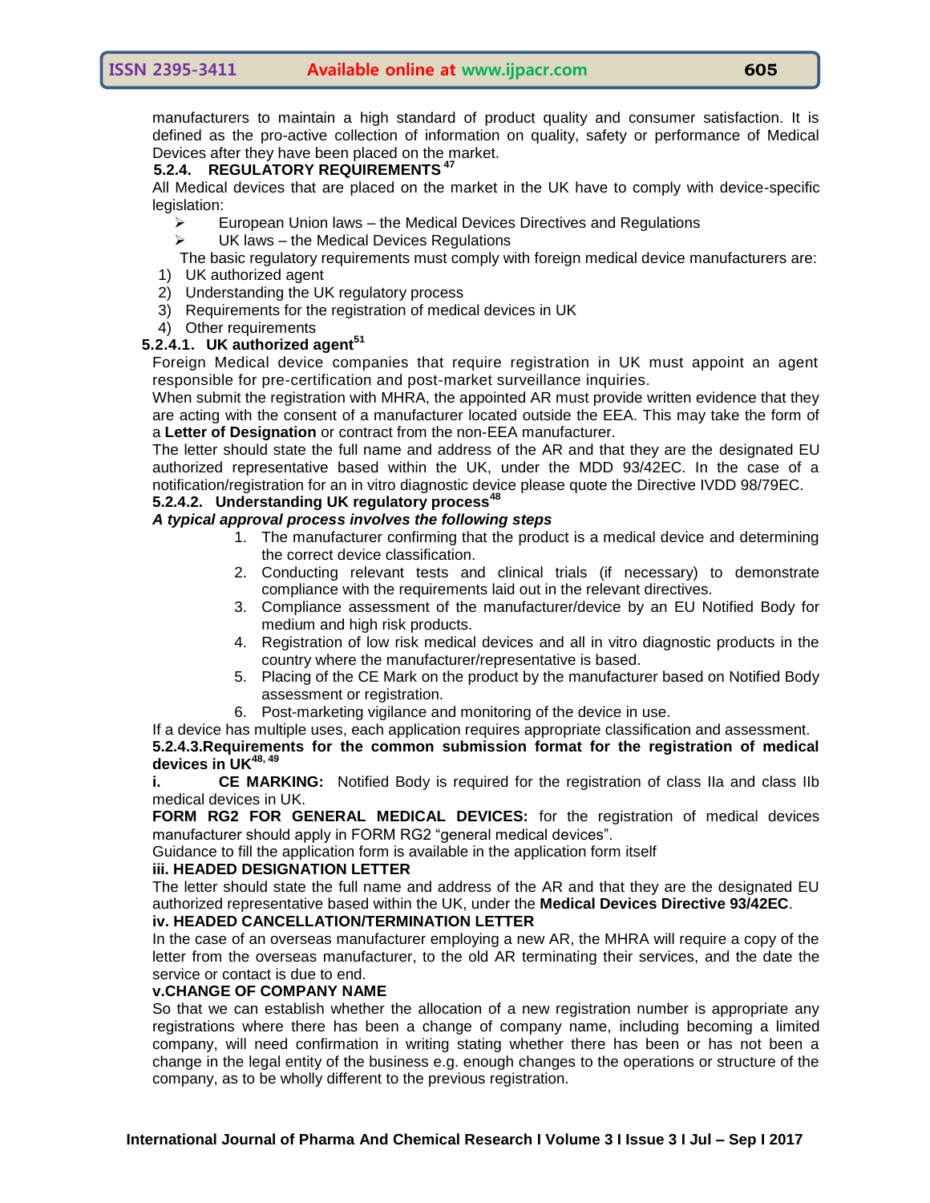manufacturers to maintain a high standard of product quality and consumer satisfaction. It is defined as the pro-active collection of information on quality, safety or performance of Medical Devices after they have been placed on the market.

### 5.2.4. REGULATORY REQUIREMENTS [47]

All Medical devices that are placed on the market in the UK have to comply with device-specific legislation:

- European Union laws – the Medical Devices Directives and Regulations
- UK laws – the Medical Devices Regulations

The basic regulatory requirements must comply with foreign medical device manufacturers are:

1) UK authorized agent
2) Understanding the UK regulatory process
3) Requirements for the registration of medical devices in UK
4) Other requirements

#### 5.2.4.1. UK authorized agent[51]

Foreign Medical device companies that require registration in UK must appoint an agent responsible for pre-certification and post-market surveillance inquiries.

When submit the registration with MHRA, the appointed AR must provide written evidence that they are acting with the consent of a manufacturer located outside the EEA. This may take the form of a **Letter of Designation** or contract from the non-EEA manufacturer.

The letter should state the full name and address of the AR and that they are the designated EU authorized representative based within the UK, under the MDD 93/42EC. In the case of a notification/registration for an in vitro diagnostic device please quote the Directive IVDD 98/79EC.

#### 5.2.4.2. Understanding UK regulatory process[48]

***A typical approval process involves the following steps***

1. The manufacturer confirming that the product is a medical device and determining the correct device classification.
2. Conducting relevant tests and clinical trials (if necessary) to demonstrate compliance with the requirements laid out in the relevant directives.
3. Compliance assessment of the manufacturer/device by an EU Notified Body for medium and high risk products.
4. Registration of low risk medical devices and all in vitro diagnostic products in the country where the manufacturer/representative is based.
5. Placing of the CE Mark on the product by the manufacturer based on Notified Body assessment or registration.
6. Post-marketing vigilance and monitoring of the device in use.

If a device has multiple uses, each application requires appropriate classification and assessment.

#### 5.2.4.3. Requirements for the common submission format for the registration of medical devices in UK[48, 49]

**i. CE MARKING:** Notified Body is required for the registration of class IIa and class IIb medical devices in UK.

**FORM RG2 FOR GENERAL MEDICAL DEVICES:** for the registration of medical devices manufacturer should apply in FORM RG2 "general medical devices".

Guidance to fill the application form is available in the application form itself

**iii. HEADED DESIGNATION LETTER**

The letter should state the full name and address of the AR and that they are the designated EU authorized representative based within the UK, under the **Medical Devices Directive 93/42EC**.

**iv. HEADED CANCELLATION/TERMINATION LETTER**

In the case of an overseas manufacturer employing a new AR, the MHRA will require a copy of the letter from the overseas manufacturer, to the old AR terminating their services, and the date the service or contact is due to end.

**v.CHANGE OF COMPANY NAME**

So that we can establish whether the allocation of a new registration number is appropriate any registrations where there has been a change of company name, including becoming a limited company, will need confirmation in writing stating whether there has been or has not been a change in the legal entity of the business e.g. enough changes to the operations or structure of the company, as to be wholly different to the previous registration.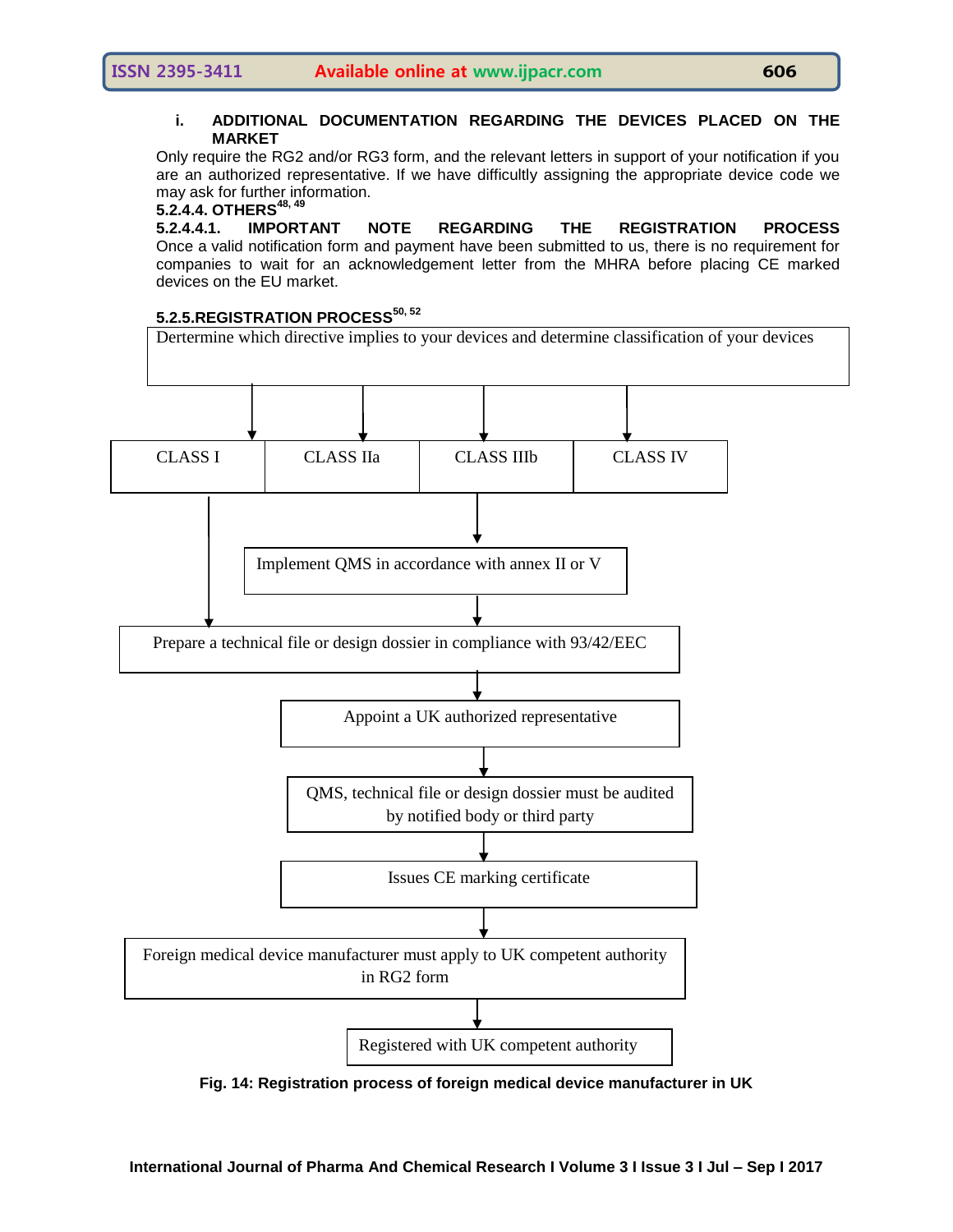**i. ADDITIONAL DOCUMENTATION REGARDING THE DEVICES PLACED ON THE MARKET**

Only require the RG2 and/or RG3 form, and the relevant letters in support of your notification if you are an authorized representative. If we have difficultly assigning the appropriate device code we may ask for further information.

#### 5.2.4.4. OTHERS[48, 49]

##### 5.2.4.4.1. IMPORTANT NOTE REGARDING THE REGISTRATION PROCESS

Once a valid notification form and payment have been submitted to us, there is no requirement for companies to wait for an acknowledgement letter from the MHRA before placing CE marked devices on the EU market.

### 5.2.5.REGISTRATION PROCESS[50, 52]

Dertermine which directive implies to your devices and determine classification of your devices

CLASS I

CLASS IIa

CLASS IIIb

CLASS IV

Implement QMS in accordance with annex II or V

Prepare a technical file or design dossier in compliance with 93/42/EEC

Appoint a UK authorized representative

QMS, technical file or design dossier must be audited by notified body or third party

Issues CE marking certificate

Foreign medical device manufacturer must apply to UK competent authority in RG2 form

Registered with UK competent authority

**Fig. 14: Registration process of foreign medical device manufacturer in UK**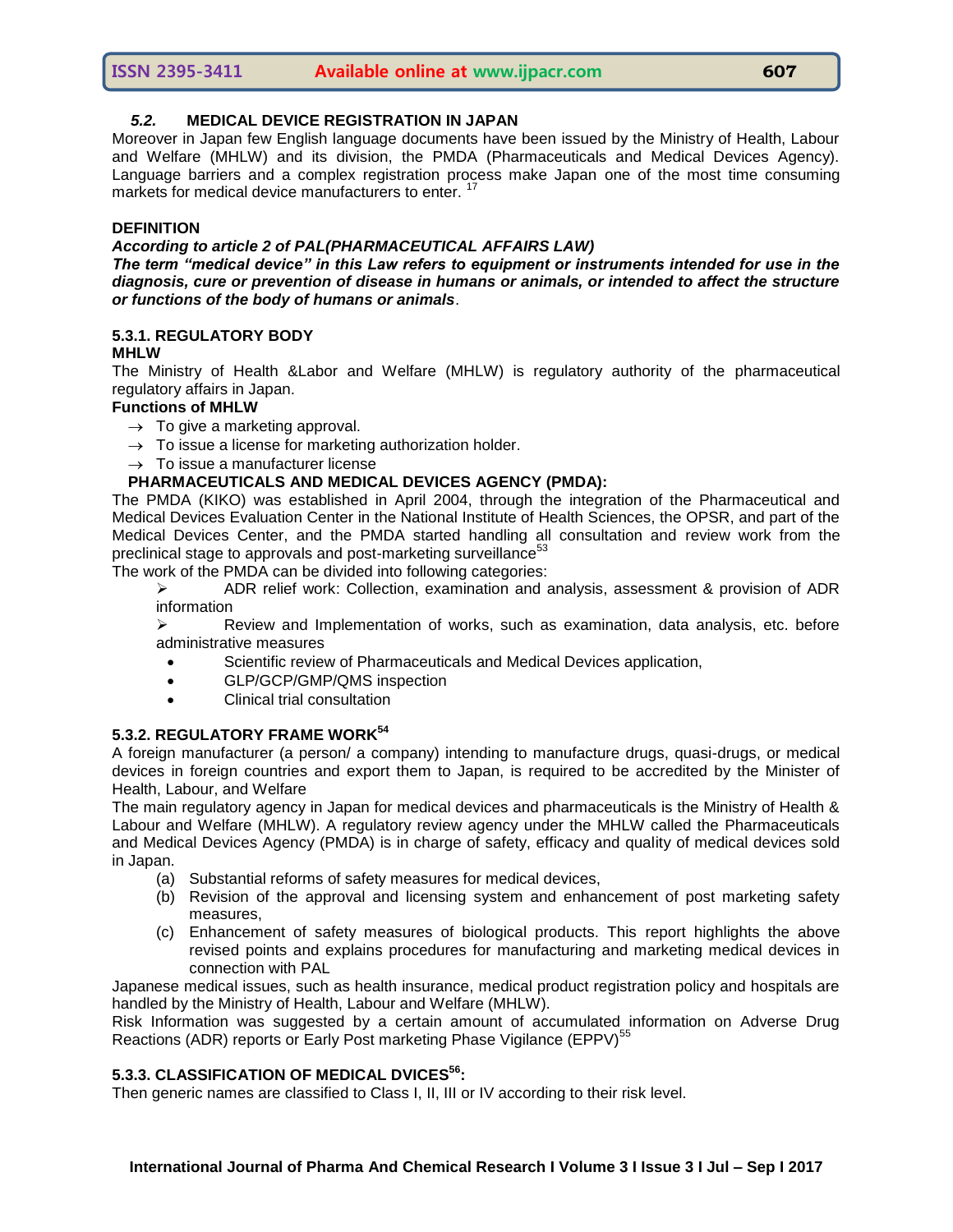### *5.2.* MEDICAL DEVICE REGISTRATION IN JAPAN

Moreover in Japan few English language documents have been issued by the Ministry of Health, Labour and Welfare (MHLW) and its division, the PMDA (Pharmaceuticals and Medical Devices Agency). Language barriers and a complex registration process make Japan one of the most time consuming markets for medical device manufacturers to enter. [17]

**DEFINITION**

***According to article 2 of PAL(PHARMACEUTICAL AFFAIRS LAW)***

***The term "medical device" in this Law refers to equipment or instruments intended for use in the diagnosis, cure or prevention of disease in humans or animals, or intended to affect the structure or functions of the body of humans or animals***.

#### 5.3.1. REGULATORY BODY

**MHLW**

The Ministry of Health &Labor and Welfare (MHLW) is regulatory authority of the pharmaceutical regulatory affairs in Japan.

**Functions of MHLW**

- → To give a marketing approval.
- → To issue a license for marketing authorization holder.
- → To issue a manufacturer license

**PHARMACEUTICALS AND MEDICAL DEVICES AGENCY (PMDA):**

The PMDA (KIKO) was established in April 2004, through the integration of the Pharmaceutical and Medical Devices Evaluation Center in the National Institute of Health Sciences, the OPSR, and part of the Medical Devices Center, and the PMDA started handling all consultation and review work from the preclinical stage to approvals and post-marketing surveillance[53]

The work of the PMDA can be divided into following categories:

- ➢ ADR relief work: Collection, examination and analysis, assessment & provision of ADR information
- ➢ Review and Implementation of works, such as examination, data analysis, etc. before administrative measures
  - Scientific review of Pharmaceuticals and Medical Devices application,
  - GLP/GCP/GMP/QMS inspection
  - Clinical trial consultation

#### 5.3.2. REGULATORY FRAME WORK[54]

A foreign manufacturer (a person/ a company) intending to manufacture drugs, quasi-drugs, or medical devices in foreign countries and export them to Japan, is required to be accredited by the Minister of Health, Labour, and Welfare

The main regulatory agency in Japan for medical devices and pharmaceuticals is the Ministry of Health & Labour and Welfare (MHLW). A regulatory review agency under the MHLW called the Pharmaceuticals and Medical Devices Agency (PMDA) is in charge of safety, efficacy and quality of medical devices sold in Japan.

(a) Substantial reforms of safety measures for medical devices,
(b) Revision of the approval and licensing system and enhancement of post marketing safety measures,
(c) Enhancement of safety measures of biological products. This report highlights the above revised points and explains procedures for manufacturing and marketing medical devices in connection with PAL

Japanese medical issues, such as health insurance, medical product registration policy and hospitals are handled by the Ministry of Health, Labour and Welfare (MHLW).

Risk Information was suggested by a certain amount of accumulated information on Adverse Drug Reactions (ADR) reports or Early Post marketing Phase Vigilance (EPPV)[55]

#### 5.3.3. CLASSIFICATION OF MEDICAL DVICES[56]:

Then generic names are classified to Class I, II, III or IV according to their risk level.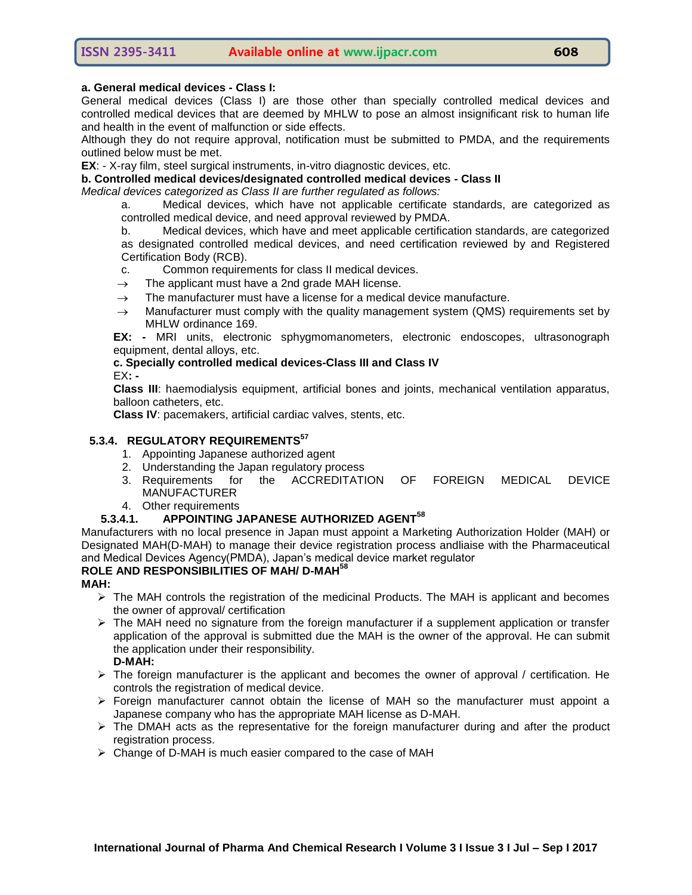**a. General medical devices - Class I:**

General medical devices (Class I) are those other than specially controlled medical devices and controlled medical devices that are deemed by MHLW to pose an almost insignificant risk to human life and health in the event of malfunction or side effects.

Although they do not require approval, notification must be submitted to PMDA, and the requirements outlined below must be met.

**EX**: - X-ray film, steel surgical instruments, in-vitro diagnostic devices, etc.

**b. Controlled medical devices/designated controlled medical devices - Class II**

*Medical devices categorized as Class II are further regulated as follows:*

a. Medical devices, which have not applicable certificate standards, are categorized as controlled medical device, and need approval reviewed by PMDA.

b. Medical devices, which have and meet applicable certification standards, are categorized as designated controlled medical devices, and need certification reviewed by and Registered Certification Body (RCB).

c. Common requirements for class II medical devices.

- → The applicant must have a 2nd grade MAH license.
- → The manufacturer must have a license for a medical device manufacture.
- → Manufacturer must comply with the quality management system (QMS) requirements set by MHLW ordinance 169.

**EX: -** MRI units, electronic sphygmomanometers, electronic endoscopes, ultrasonograph equipment, dental alloys, etc.

**c. Specially controlled medical devices-Class III and Class IV**

EX**: -**

**Class III**: haemodialysis equipment, artificial bones and joints, mechanical ventilation apparatus, balloon catheters, etc.

**Class IV**: pacemakers, artificial cardiac valves, stents, etc.

### 5.3.4. REGULATORY REQUIREMENTS[57]

1. Appointing Japanese authorized agent
2. Understanding the Japan regulatory process
3. Requirements for the ACCREDITATION OF FOREIGN MEDICAL DEVICE MANUFACTURER
4. Other requirements

#### 5.3.4.1. APPOINTING JAPANESE AUTHORIZED AGENT[58]

Manufacturers with no local presence in Japan must appoint a Marketing Authorization Holder (MAH) or Designated MAH(D-MAH) to manage their device registration process andliaise with the Pharmaceutical and Medical Devices Agency(PMDA), Japan's medical device market regulator

**ROLE AND RESPONSIBILITIES OF MAH/ D-MAH[58]**

**MAH:**

- ➢ The MAH controls the registration of the medicinal Products. The MAH is applicant and becomes the owner of approval/ certification
- ➢ The MAH need no signature from the foreign manufacturer if a supplement application or transfer application of the approval is submitted due the MAH is the owner of the approval. He can submit the application under their responsibility.

**D-MAH:**

- ➢ The foreign manufacturer is the applicant and becomes the owner of approval / certification. He controls the registration of medical device.
- ➢ Foreign manufacturer cannot obtain the license of MAH so the manufacturer must appoint a Japanese company who has the appropriate MAH license as D-MAH.
- ➢ The DMAH acts as the representative for the foreign manufacturer during and after the product registration process.
- ➢ Change of D-MAH is much easier compared to the case of MAH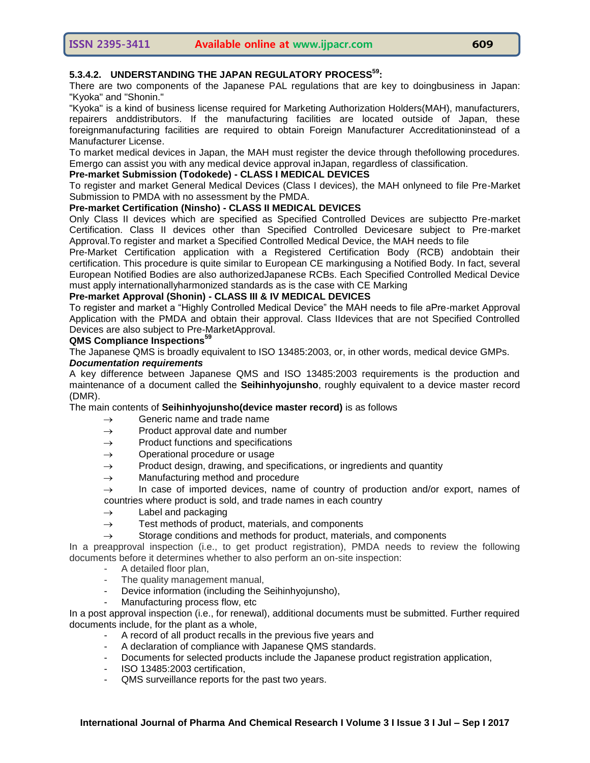#### 5.3.4.2. UNDERSTANDING THE JAPAN REGULATORY PROCESS[59]:

There are two components of the Japanese PAL regulations that are key to doingbusiness in Japan: "Kyoka" and "Shonin."

"Kyoka" is a kind of business license required for Marketing Authorization Holders(MAH), manufacturers, repairers anddistributors. If the manufacturing facilities are located outside of Japan, these foreignmanufacturing facilities are required to obtain Foreign Manufacturer Accreditationinstead of a Manufacturer License.

To market medical devices in Japan, the MAH must register the device through thefollowing procedures. Emergo can assist you with any medical device approval inJapan, regardless of classification.

**Pre-market Submission (Todokede) - CLASS I MEDICAL DEVICES**

To register and market General Medical Devices (Class I devices), the MAH onlyneed to file Pre-Market Submission to PMDA with no assessment by the PMDA.

**Pre-market Certification (Ninsho) - CLASS II MEDICAL DEVICES**

Only Class II devices which are specified as Specified Controlled Devices are subjectto Pre-market Certification. Class II devices other than Specified Controlled Devicesare subject to Pre-market Approval.To register and market a Specified Controlled Medical Device, the MAH needs to file

Pre-Market Certification application with a Registered Certification Body (RCB) andobtain their certification. This procedure is quite similar to European CE markingusing a Notified Body. In fact, several European Notified Bodies are also authorizedJapanese RCBs. Each Specified Controlled Medical Device must apply internationallyharmonized standards as is the case with CE Marking

**Pre-market Approval (Shonin) - CLASS III & IV MEDICAL DEVICES**

To register and market a "Highly Controlled Medical Device" the MAH needs to file aPre-market Approval Application with the PMDA and obtain their approval. Class IIdevices that are not Specified Controlled Devices are also subject to Pre-MarketApproval.

**QMS Compliance Inspections[59]**

The Japanese QMS is broadly equivalent to ISO 13485:2003, or, in other words, medical device GMPs.

***Documentation requirements***

A key difference between Japanese QMS and ISO 13485:2003 requirements is the production and maintenance of a document called the **Seihinhyojunsho**, roughly equivalent to a device master record (DMR).

The main contents of **Seihinhyojunsho(device master record)** is as follows

- → Generic name and trade name
- → Product approval date and number
- → Product functions and specifications
- → Operational procedure or usage
- → Product design, drawing, and specifications, or ingredients and quantity
- → Manufacturing method and procedure
- → In case of imported devices, name of country of production and/or export, names of countries where product is sold, and trade names in each country
- → Label and packaging
- → Test methods of product, materials, and components
- → Storage conditions and methods for product, materials, and components

In a preapproval inspection (i.e., to get product registration), PMDA needs to review the following documents before it determines whether to also perform an on-site inspection:

- A detailed floor plan,
- The quality management manual,
- Device information (including the Seihinhyojunsho),
- Manufacturing process flow, etc

In a post approval inspection (i.e., for renewal), additional documents must be submitted. Further required documents include, for the plant as a whole,

- A record of all product recalls in the previous five years and
- A declaration of compliance with Japanese QMS standards.
- Documents for selected products include the Japanese product registration application,
- ISO 13485:2003 certification,
- QMS surveillance reports for the past two years.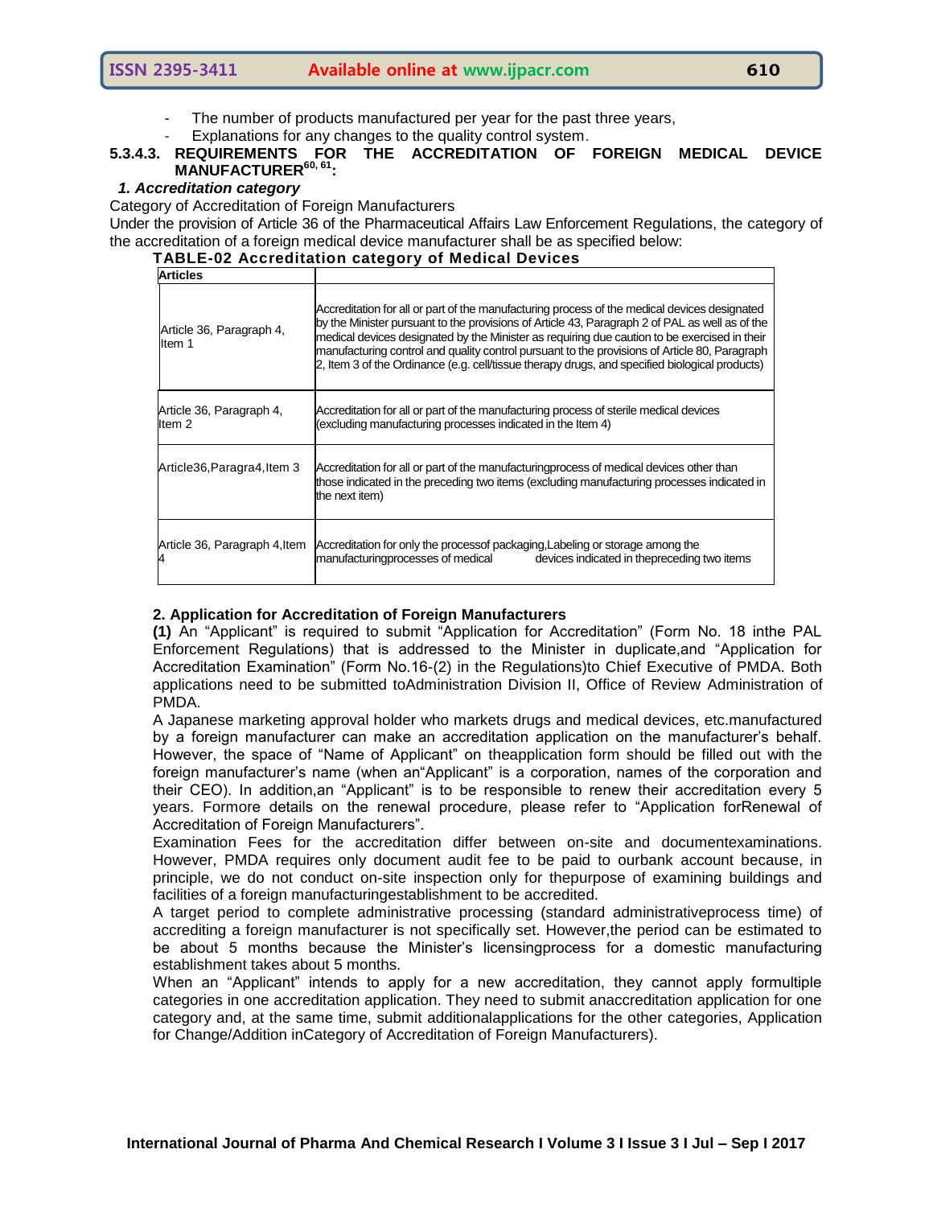- The number of products manufactured per year for the past three years,
- Explanations for any changes to the quality control system.

### 5.3.4.3. REQUIREMENTS FOR THE ACCREDITATION OF FOREIGN MEDICAL DEVICE MANUFACTURER[60, 61]:

***1. Accreditation category***

Category of Accreditation of Foreign Manufacturers

Under the provision of Article 36 of the Pharmaceutical Affairs Law Enforcement Regulations, the category of the accreditation of a foreign medical device manufacturer shall be as specified below:

**TABLE-02 Accreditation category of Medical Devices**

| Articles | |
|---|---|
| Article 36, Paragraph 4, Item 1 | Accreditation for all or part of the manufacturing process of the medical devices designated by the Minister pursuant to the provisions of Article 43, Paragraph 2 of PAL as well as of the medical devices designated by the Minister as requiring due caution to be exercised in their manufacturing control and quality control pursuant to the provisions of Article 80, Paragraph 2, Item 3 of the Ordinance (e.g. cell/tissue therapy drugs, and specified biological products) |
| Article 36, Paragraph 4, Item 2 | Accreditation for all or part of the manufacturing process of sterile medical devices (excluding manufacturing processes indicated in the Item 4) |
| Article36,Paragra4,Item 3 | Accreditation for all or part of the manufacturingprocess of medical devices other than those indicated in the preceding two items (excluding manufacturing processes indicated in the next item) |
| Article 36, Paragraph 4,Item 4 | Accreditation for only the processof packaging,Labeling or storage among the manufacturingprocesses of medical devices indicated in thepreceding two items |

**2. Application for Accreditation of Foreign Manufacturers**

**(1)** An "Applicant" is required to submit "Application for Accreditation" (Form No. 18 inthe PAL Enforcement Regulations) that is addressed to the Minister in duplicate,and "Application for Accreditation Examination" (Form No.16-(2) in the Regulations)to Chief Executive of PMDA. Both applications need to be submitted toAdministration Division II, Office of Review Administration of PMDA.

A Japanese marketing approval holder who markets drugs and medical devices, etc.manufactured by a foreign manufacturer can make an accreditation application on the manufacturer's behalf. However, the space of "Name of Applicant" on theapplication form should be filled out with the foreign manufacturer's name (when an"Applicant" is a corporation, names of the corporation and their CEO). In addition,an "Applicant" is to be responsible to renew their accreditation every 5 years. Formore details on the renewal procedure, please refer to "Application forRenewal of Accreditation of Foreign Manufacturers".

Examination Fees for the accreditation differ between on-site and documentexaminations. However, PMDA requires only document audit fee to be paid to ourbank account because, in principle, we do not conduct on-site inspection only for thepurpose of examining buildings and facilities of a foreign manufacturingestablishment to be accredited.

A target period to complete administrative processing (standard administrativeprocess time) of accrediting a foreign manufacturer is not specifically set. However,the period can be estimated to be about 5 months because the Minister's licensingprocess for a domestic manufacturing establishment takes about 5 months.

When an "Applicant" intends to apply for a new accreditation, they cannot apply formultiple categories in one accreditation application. They need to submit anaccreditation application for one category and, at the same time, submit additionalapplications for the other categories, Application for Change/Addition inCategory of Accreditation of Foreign Manufacturers).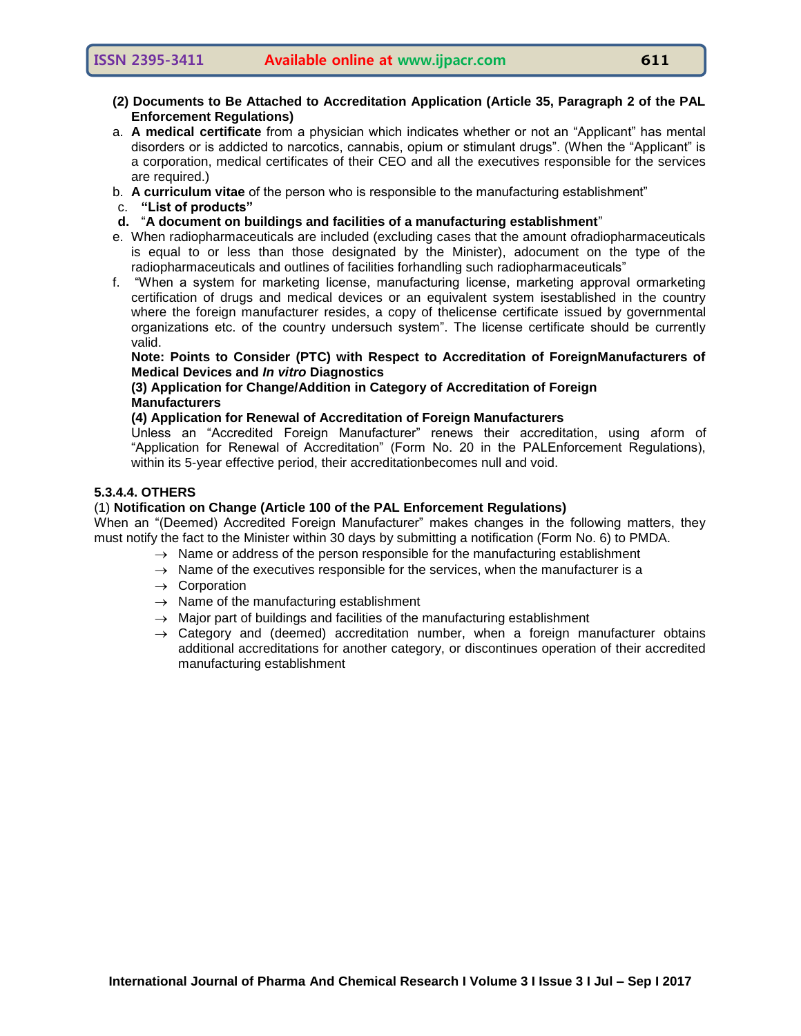**(2) Documents to Be Attached to Accreditation Application (Article 35, Paragraph 2 of the PAL Enforcement Regulations)**

a. **A medical certificate** from a physician which indicates whether or not an "Applicant" has mental disorders or is addicted to narcotics, cannabis, opium or stimulant drugs". (When the "Applicant" is a corporation, medical certificates of their CEO and all the executives responsible for the services are required.)

b. **A curriculum vitae** of the person who is responsible to the manufacturing establishment"

c. **"List of products"**

**d.** "**A document on buildings and facilities of a manufacturing establishment**"

e. When radiopharmaceuticals are included (excluding cases that the amount ofradiopharmaceuticals is equal to or less than those designated by the Minister), adocument on the type of the radiopharmaceuticals and outlines of facilities forhandling such radiopharmaceuticals"

f. "When a system for marketing license, manufacturing license, marketing approval ormarketing certification of drugs and medical devices or an equivalent system isestablished in the country where the foreign manufacturer resides, a copy of thelicense certificate issued by governmental organizations etc. of the country undersuch system". The license certificate should be currently valid.

**Note: Points to Consider (PTC) with Respect to Accreditation of ForeignManufacturers of Medical Devices and *In vitro* Diagnostics**

**(3) Application for Change/Addition in Category of Accreditation of Foreign Manufacturers**

**(4) Application for Renewal of Accreditation of Foreign Manufacturers**

Unless an "Accredited Foreign Manufacturer" renews their accreditation, using aform of "Application for Renewal of Accreditation" (Form No. 20 in the PALEnforcement Regulations), within its 5-year effective period, their accreditationbecomes null and void.

**5.3.4.4. OTHERS**

(1) **Notification on Change (Article 100 of the PAL Enforcement Regulations)**

When an "(Deemed) Accredited Foreign Manufacturer" makes changes in the following matters, they must notify the fact to the Minister within 30 days by submitting a notification (Form No. 6) to PMDA.

- → Name or address of the person responsible for the manufacturing establishment
- → Name of the executives responsible for the services, when the manufacturer is a
- → Corporation
- → Name of the manufacturing establishment
- → Major part of buildings and facilities of the manufacturing establishment
- → Category and (deemed) accreditation number, when a foreign manufacturer obtains additional accreditations for another category, or discontinues operation of their accredited manufacturing establishment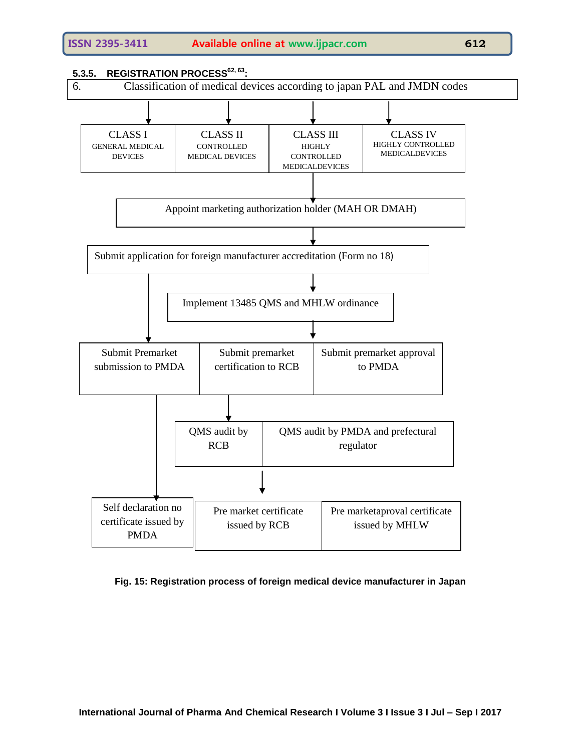**5.3.5. REGISTRATION PROCESS[62, 63]:**

6. Classification of medical devices according to japan PAL and JMDN codes

CLASS I
GENERAL MEDICAL DEVICES

CLASS II
CONTROLLED MEDICAL DEVICES

CLASS III
HIGHLY CONTROLLED MEDICALDEVICES

CLASS IV
HIGHLY CONTROLLED MEDICALDEVICES

Appoint marketing authorization holder (MAH OR DMAH)

Submit application for foreign manufacturer accreditation (Form no 18)

Implement 13485 QMS and MHLW ordinance

Submit Premarket submission to PMDA

Submit premarket certification to RCB

Submit premarket approval to PMDA

QMS audit by RCB

QMS audit by PMDA and prefectural regulator

Self declaration no certificate issued by PMDA

Pre market certificate issued by RCB

Pre marketapproval certificate issued by MHLW

**Fig. 15: Registration process of foreign medical device manufacturer in Japan**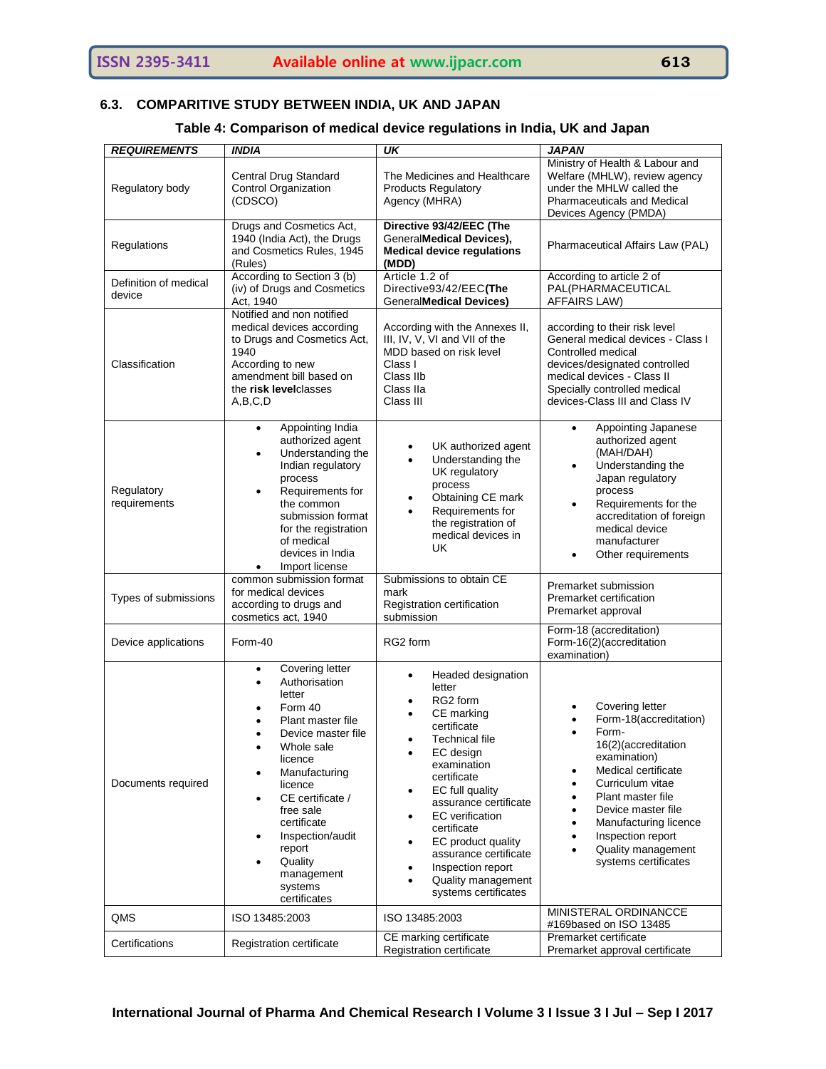## 6.3. COMPARITIVE STUDY BETWEEN INDIA, UK AND JAPAN

**Table 4: Comparison of medical device regulations in India, UK and Japan**

| ***REQUIREMENTS*** | ***INDIA*** | ***UK*** | ***JAPAN*** |
|---|---|---|---|
| Regulatory body | Central Drug Standard Control Organization (CDSCO) | The Medicines and Healthcare Products Regulatory Agency (MHRA) | Ministry of Health & Labour and Welfare (MHLW), review agency under the MHLW called the Pharmaceuticals and Medical Devices Agency (PMDA) |
| Regulations | Drugs and Cosmetics Act, 1940 (India Act), the Drugs and Cosmetics Rules, 1945 (Rules) | **Directive 93/42/EEC (The** General**Medical Devices), Medical device regulations (MDD)** | Pharmaceutical Affairs Law (PAL) |
| Definition of medical device | According to Section 3 (b) (iv) of Drugs and Cosmetics Act, 1940 | Article 1.2 of Directive93/42/EEC**(The** General**Medical Devices)** | According to article 2 of PAL(PHARMACEUTICAL AFFAIRS LAW) |
| Classification | Notified and non notified medical devices according to Drugs and Cosmetics Act, 1940<br>According to new amendment bill based on the **risk level**classes A,B,C,D | According with the Annexes II, III, IV, V, VI and VII of the MDD based on risk level<br>Class I<br>Class IIb<br>Class IIa<br>Class III | according to their risk level<br>General medical devices - Class I<br>Controlled medical devices/designated controlled medical devices - Class II<br>Specially controlled medical devices-Class III and Class IV |
| Regulatory requirements | • Appointing India authorized agent<br>• Understanding the Indian regulatory process<br>• Requirements for the common submission format for the registration of medical devices in India<br>• Import license | • UK authorized agent<br>• Understanding the UK regulatory process<br>• Obtaining CE mark<br>• Requirements for the registration of medical devices in UK | • Appointing Japanese authorized agent (MAH/DAH)<br>• Understanding the Japan regulatory process<br>• Requirements for the accreditation of foreign medical device manufacturer<br>• Other requirements |
| Types of submissions | common submission format for medical devices according to drugs and cosmetics act, 1940 | Submissions to obtain CE mark<br>Registration certification submission | Premarket submission<br>Premarket certification<br>Premarket approval |
| Device applications | Form-40 | RG2 form | Form-18 (accreditation)<br>Form-16(2)(accreditation examination) |
| Documents required | • Covering letter<br>• Authorisation letter<br>• Form 40<br>• Plant master file<br>• Device master file<br>• Whole sale licence<br>• Manufacturing licence<br>• CE certificate / free sale certificate<br>• Inspection/audit report<br>• Quality management systems certificates | • Headed designation letter<br>• RG2 form<br>• CE marking certificate<br>• Technical file<br>• EC design examination certificate<br>• EC full quality assurance certificate<br>• EC verification certificate<br>• EC product quality assurance certificate<br>• Inspection report<br>• Quality management systems certificates | • Covering letter<br>• Form-18(accreditation)<br>• Form-16(2)(accreditation examination)<br>• Medical certificate<br>• Curriculum vitae<br>• Plant master file<br>• Device master file<br>• Manufacturing licence<br>• Inspection report<br>• Quality management systems certificates |
| QMS | ISO 13485:2003 | ISO 13485:2003 | MINISTERAL ORDINANCCE #169based on ISO 13485 |
| Certifications | Registration certificate | CE marking certificate<br>Registration certificate | Premarket certificate<br>Premarket approval certificate |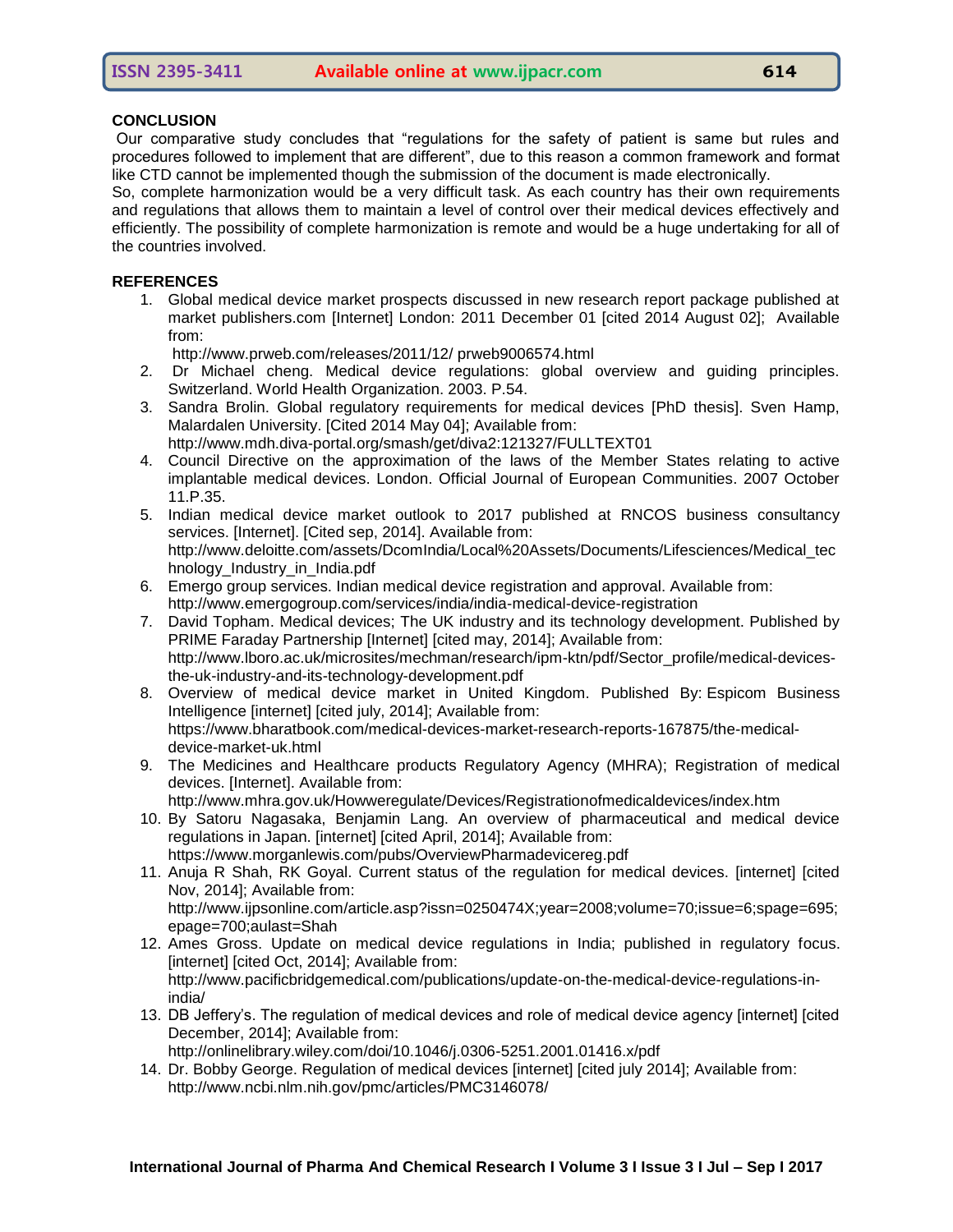## CONCLUSION

Our comparative study concludes that "regulations for the safety of patient is same but rules and procedures followed to implement that are different", due to this reason a common framework and format like CTD cannot be implemented though the submission of the document is made electronically.

So, complete harmonization would be a very difficult task. As each country has their own requirements and regulations that allows them to maintain a level of control over their medical devices effectively and efficiently. The possibility of complete harmonization is remote and would be a huge undertaking for all of the countries involved.

## REFERENCES

1. Global medical device market prospects discussed in new research report package published at market publishers.com [Internet] London: 2011 December 01 [cited 2014 August 02]; Available from: http://www.prweb.com/releases/2011/12/ prweb9006574.html
2. Dr Michael cheng. Medical device regulations: global overview and guiding principles. Switzerland. World Health Organization. 2003. P.54.
3. Sandra Brolin. Global regulatory requirements for medical devices [PhD thesis]. Sven Hamp, Malardalen University. [Cited 2014 May 04]; Available from: http://www.mdh.diva-portal.org/smash/get/diva2:121327/FULLTEXT01
4. Council Directive on the approximation of the laws of the Member States relating to active implantable medical devices. London. Official Journal of European Communities. 2007 October 11.P.35.
5. Indian medical device market outlook to 2017 published at RNCOS business consultancy services. [Internet]. [Cited sep, 2014]. Available from: http://www.deloitte.com/assets/DcomIndia/Local%20Assets/Documents/Lifesciences/Medical_technology_Industry_in_India.pdf
6. Emergo group services. Indian medical device registration and approval. Available from: http://www.emergogroup.com/services/india/india-medical-device-registration
7. David Topham. Medical devices; The UK industry and its technology development. Published by PRIME Faraday Partnership [Internet] [cited may, 2014]; Available from: http://www.lboro.ac.uk/microsites/mechman/research/ipm-ktn/pdf/Sector_profile/medical-devices-the-uk-industry-and-its-technology-development.pdf
8. Overview of medical device market in United Kingdom. Published By: Espicom Business Intelligence [internet] [cited july, 2014]; Available from: https://www.bharatbook.com/medical-devices-market-research-reports-167875/the-medical-device-market-uk.html
9. The Medicines and Healthcare products Regulatory Agency (MHRA); Registration of medical devices. [Internet]. Available from: http://www.mhra.gov.uk/Howweregulate/Devices/Registrationofmedicaldevices/index.htm
10. By Satoru Nagasaka, Benjamin Lang. An overview of pharmaceutical and medical device regulations in Japan. [internet] [cited April, 2014]; Available from: https://www.morganlewis.com/pubs/OverviewPharmadevicereg.pdf
11. Anuja R Shah, RK Goyal. Current status of the regulation for medical devices. [internet] [cited Nov, 2014]; Available from: http://www.ijpsonline.com/article.asp?issn=0250474X;year=2008;volume=70;issue=6;spage=695;epage=700;aulast=Shah
12. Ames Gross. Update on medical device regulations in India; published in regulatory focus. [internet] [cited Oct, 2014]; Available from: http://www.pacificbridgemedical.com/publications/update-on-the-medical-device-regulations-in-india/
13. DB Jeffery's. The regulation of medical devices and role of medical device agency [internet] [cited December, 2014]; Available from: http://onlinelibrary.wiley.com/doi/10.1046/j.0306-5251.2001.01416.x/pdf
14. Dr. Bobby George. Regulation of medical devices [internet] [cited july 2014]; Available from: http://www.ncbi.nlm.nih.gov/pmc/articles/PMC3146078/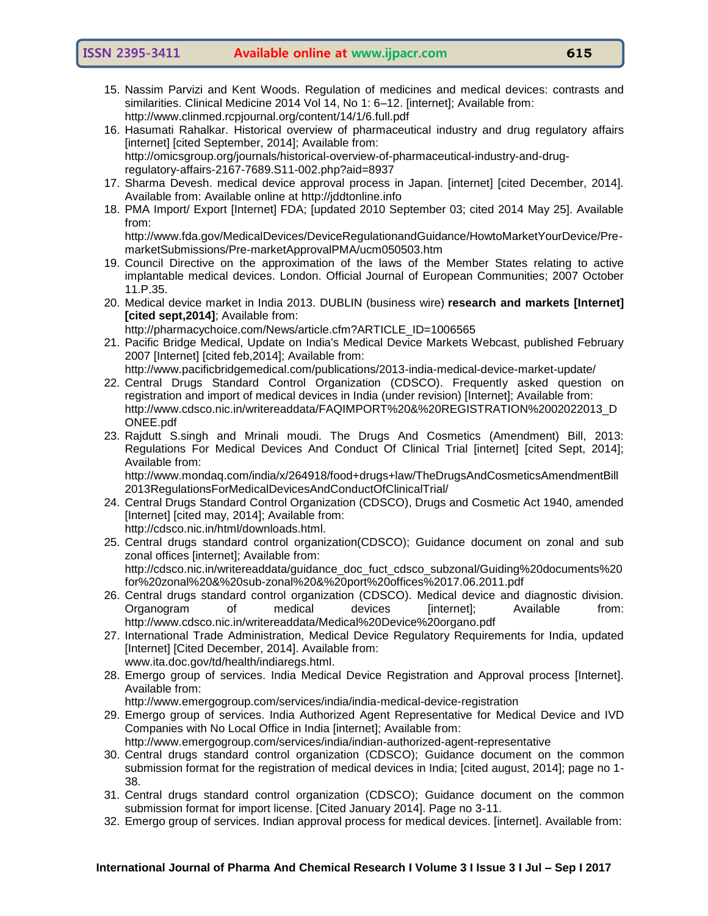15. Nassim Parvizi and Kent Woods. Regulation of medicines and medical devices: contrasts and similarities. Clinical Medicine 2014 Vol 14, No 1: 6–12. [internet]; Available from: http://www.clinmed.rcpjournal.org/content/14/1/6.full.pdf
16. Hasumati Rahalkar. Historical overview of pharmaceutical industry and drug regulatory affairs [internet] [cited September, 2014]; Available from: http://omicsgroup.org/journals/historical-overview-of-pharmaceutical-industry-and-drug-regulatory-affairs-2167-7689.S11-002.php?aid=8937
17. Sharma Devesh. medical device approval process in Japan. [internet] [cited December, 2014]. Available from: Available online at http://jddtonline.info
18. PMA Import/ Export [Internet] FDA; [updated 2010 September 03; cited 2014 May 25]. Available from: http://www.fda.gov/MedicalDevices/DeviceRegulationandGuidance/HowtoMarketYourDevice/Pre-marketSubmissions/Pre-marketApprovalPMA/ucm050503.htm
19. Council Directive on the approximation of the laws of the Member States relating to active implantable medical devices. London. Official Journal of European Communities; 2007 October 11.P.35.
20. Medical device market in India 2013. DUBLIN (business wire) **research and markets [Internet] [cited sept,2014]**; Available from: http://pharmacychoice.com/News/article.cfm?ARTICLE_ID=1006565
21. Pacific Bridge Medical, Update on India's Medical Device Markets Webcast, published February 2007 [Internet] [cited feb,2014]; Available from: http://www.pacificbridgemedical.com/publications/2013-india-medical-device-market-update/
22. Central Drugs Standard Control Organization (CDSCO). Frequently asked question on registration and import of medical devices in India (under revision) [Internet]; Available from: http://www.cdsco.nic.in/writereaddata/FAQIMPORT%20&%20REGISTRATION%2002022013_DONEE.pdf
23. Rajdutt S.singh and Mrinali moudi. The Drugs And Cosmetics (Amendment) Bill, 2013: Regulations For Medical Devices And Conduct Of Clinical Trial [internet] [cited Sept, 2014]; Available from: http://www.mondaq.com/india/x/264918/food+drugs+law/TheDrugsAndCosmeticsAmendmentBill2013RegulationsForMedicalDevicesAndConductOfClinicalTrial/
24. Central Drugs Standard Control Organization (CDSCO), Drugs and Cosmetic Act 1940, amended [Internet] [cited may, 2014]; Available from: http://cdsco.nic.in/html/downloads.html.
25. Central drugs standard control organization(CDSCO); Guidance document on zonal and sub zonal offices [internet]; Available from: http://cdsco.nic.in/writereaddata/guidance_doc_fuct_cdsco_subzonal/Guiding%20documents%20for%20zonal%20&%20sub-zonal%20&%20port%20offices%2017.06.2011.pdf
26. Central drugs standard control organization (CDSCO). Medical device and diagnostic division. Organogram of medical devices [internet]; Available from: http://www.cdsco.nic.in/writereaddata/Medical%20Device%20organo.pdf
27. International Trade Administration, Medical Device Regulatory Requirements for India, updated [Internet] [Cited December, 2014]. Available from: www.ita.doc.gov/td/health/indiaregs.html.
28. Emergo group of services. India Medical Device Registration and Approval process [Internet]. Available from: http://www.emergogroup.com/services/india/india-medical-device-registration
29. Emergo group of services. India Authorized Agent Representative for Medical Device and IVD Companies with No Local Office in India [internet]; Available from: http://www.emergogroup.com/services/india/indian-authorized-agent-representative
30. Central drugs standard control organization (CDSCO); Guidance document on the common submission format for the registration of medical devices in India; [cited august, 2014]; page no 1-38.
31. Central drugs standard control organization (CDSCO); Guidance document on the common submission format for import license. [Cited January 2014]. Page no 3-11.
32. Emergo group of services. Indian approval process for medical devices. [internet]. Available from: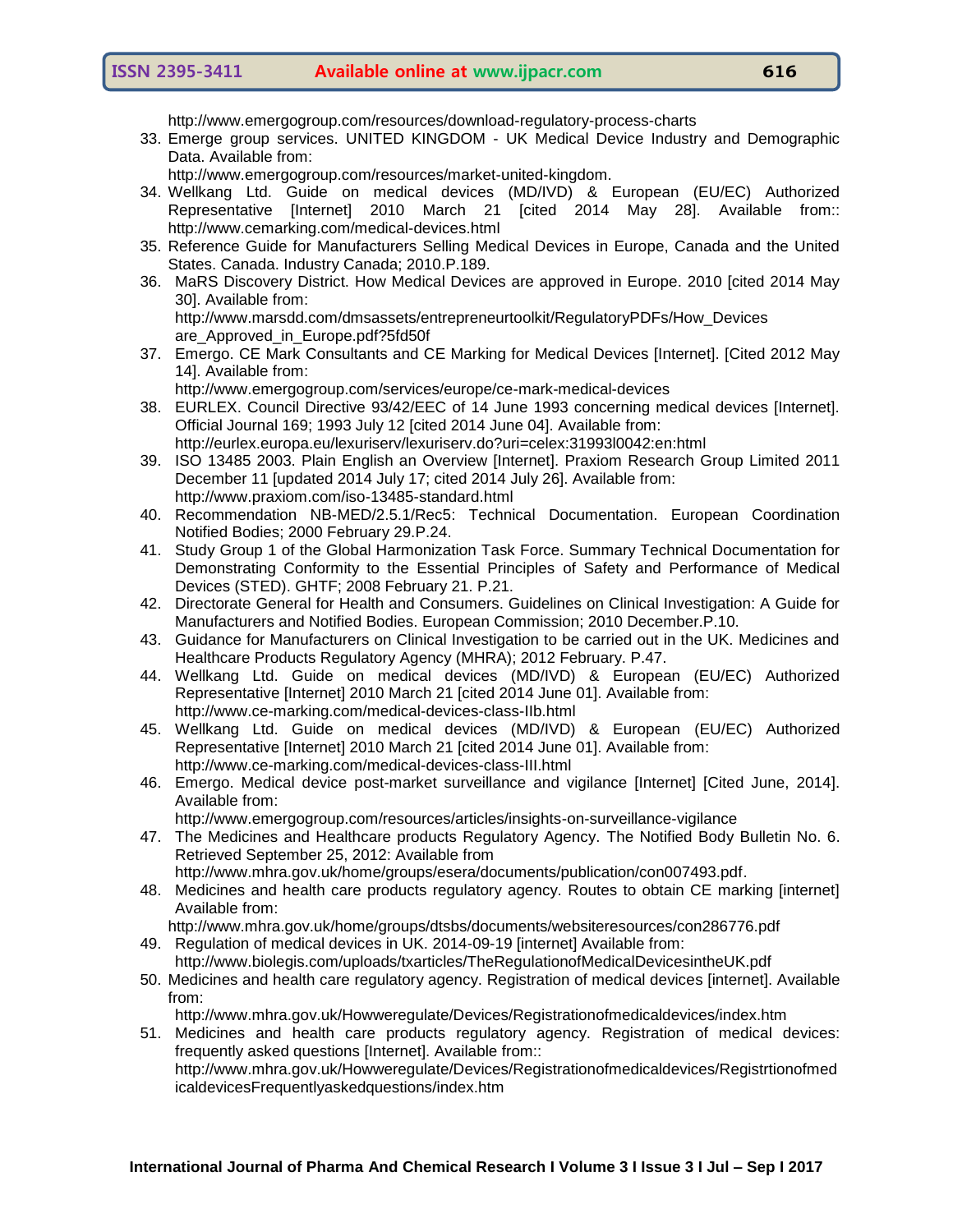http://www.emergogroup.com/resources/download-regulatory-process-charts

33. Emerge group services. UNITED KINGDOM - UK Medical Device Industry and Demographic Data. Available from: http://www.emergogroup.com/resources/market-united-kingdom.
34. Wellkang Ltd. Guide on medical devices (MD/IVD) & European (EU/EC) Authorized Representative [Internet] 2010 March 21 [cited 2014 May 28]. Available from:: http://www.cemarking.com/medical-devices.html
35. Reference Guide for Manufacturers Selling Medical Devices in Europe, Canada and the United States. Canada. Industry Canada; 2010.P.189.
36. MaRS Discovery District. How Medical Devices are approved in Europe. 2010 [cited 2014 May 30]. Available from: http://www.marsdd.com/dmsassets/entrepreneurtoolkit/RegulatoryPDFs/How_Devices are_Approved_in_Europe.pdf?5fd50f
37. Emergo. CE Mark Consultants and CE Marking for Medical Devices [Internet]. [Cited 2012 May 14]. Available from: http://www.emergogroup.com/services/europe/ce-mark-medical-devices
38. EURLEX. Council Directive 93/42/EEC of 14 June 1993 concerning medical devices [Internet]. Official Journal 169; 1993 July 12 [cited 2014 June 04]. Available from: http://eurlex.europa.eu/lexuriserv/lexuriserv.do?uri=celex:31993l0042:en:html
39. ISO 13485 2003. Plain English an Overview [Internet]. Praxiom Research Group Limited 2011 December 11 [updated 2014 July 17; cited 2014 July 26]. Available from: http://www.praxiom.com/iso-13485-standard.html
40. Recommendation NB-MED/2.5.1/Rec5: Technical Documentation. European Coordination Notified Bodies; 2000 February 29.P.24.
41. Study Group 1 of the Global Harmonization Task Force. Summary Technical Documentation for Demonstrating Conformity to the Essential Principles of Safety and Performance of Medical Devices (STED). GHTF; 2008 February 21. P.21.
42. Directorate General for Health and Consumers. Guidelines on Clinical Investigation: A Guide for Manufacturers and Notified Bodies. European Commission; 2010 December.P.10.
43. Guidance for Manufacturers on Clinical Investigation to be carried out in the UK. Medicines and Healthcare Products Regulatory Agency (MHRA); 2012 February. P.47.
44. Wellkang Ltd. Guide on medical devices (MD/IVD) & European (EU/EC) Authorized Representative [Internet] 2010 March 21 [cited 2014 June 01]. Available from: http://www.ce-marking.com/medical-devices-class-IIb.html
45. Wellkang Ltd. Guide on medical devices (MD/IVD) & European (EU/EC) Authorized Representative [Internet] 2010 March 21 [cited 2014 June 01]. Available from: http://www.ce-marking.com/medical-devices-class-III.html
46. Emergo. Medical device post-market surveillance and vigilance [Internet] [Cited June, 2014]. Available from: http://www.emergogroup.com/resources/articles/insights-on-surveillance-vigilance
47. The Medicines and Healthcare products Regulatory Agency. The Notified Body Bulletin No. 6. Retrieved September 25, 2012: Available from http://www.mhra.gov.uk/home/groups/esera/documents/publication/con007493.pdf.
48. Medicines and health care products regulatory agency. Routes to obtain CE marking [internet] Available from: http://www.mhra.gov.uk/home/groups/dtsbs/documents/websiteresources/con286776.pdf
49. Regulation of medical devices in UK. 2014-09-19 [internet] Available from: http://www.biolegis.com/uploads/txarticles/TheRegulationofMedicalDevicesintheUK.pdf
50. Medicines and health care regulatory agency. Registration of medical devices [internet]. Available from: http://www.mhra.gov.uk/Howweregulate/Devices/Registrationofmedicaldevices/index.htm
51. Medicines and health care products regulatory agency. Registration of medical devices: frequently asked questions [Internet]. Available from:: http://www.mhra.gov.uk/Howweregulate/Devices/Registrationofmedicaldevices/Registrtionofmed icaldevicesFrequentlyaskedquestions/index.htm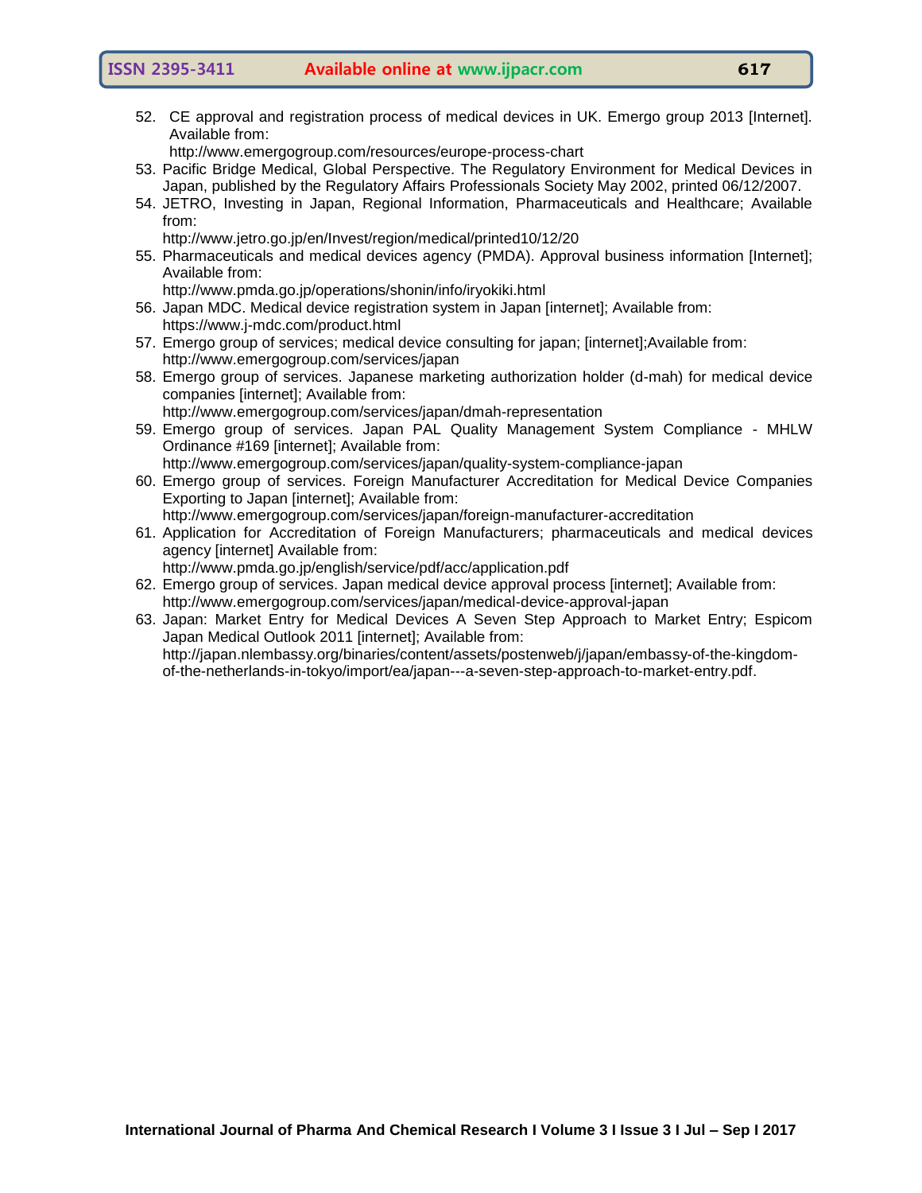52. CE approval and registration process of medical devices in UK. Emergo group 2013 [Internet]. Available from:
    http://www.emergogroup.com/resources/europe-process-chart
53. Pacific Bridge Medical, Global Perspective. The Regulatory Environment for Medical Devices in Japan, published by the Regulatory Affairs Professionals Society May 2002, printed 06/12/2007.
54. JETRO, Investing in Japan, Regional Information, Pharmaceuticals and Healthcare; Available from:
    http://www.jetro.go.jp/en/Invest/region/medical/printed10/12/20
55. Pharmaceuticals and medical devices agency (PMDA). Approval business information [Internet]; Available from:
    http://www.pmda.go.jp/operations/shonin/info/iryokiki.html
56. Japan MDC. Medical device registration system in Japan [internet]; Available from:
    https://www.j-mdc.com/product.html
57. Emergo group of services; medical device consulting for japan; [internet];Available from:
    http://www.emergogroup.com/services/japan
58. Emergo group of services. Japanese marketing authorization holder (d-mah) for medical device companies [internet]; Available from:
    http://www.emergogroup.com/services/japan/dmah-representation
59. Emergo group of services. Japan PAL Quality Management System Compliance - MHLW Ordinance #169 [internet]; Available from:
    http://www.emergogroup.com/services/japan/quality-system-compliance-japan
60. Emergo group of services. Foreign Manufacturer Accreditation for Medical Device Companies Exporting to Japan [internet]; Available from:
    http://www.emergogroup.com/services/japan/foreign-manufacturer-accreditation
61. Application for Accreditation of Foreign Manufacturers; pharmaceuticals and medical devices agency [internet] Available from:
    http://www.pmda.go.jp/english/service/pdf/acc/application.pdf
62. Emergo group of services. Japan medical device approval process [internet]; Available from:
    http://www.emergogroup.com/services/japan/medical-device-approval-japan
63. Japan: Market Entry for Medical Devices A Seven Step Approach to Market Entry; Espicom Japan Medical Outlook 2011 [internet]; Available from:
    http://japan.nlembassy.org/binaries/content/assets/postenweb/j/japan/embassy-of-the-kingdom-of-the-netherlands-in-tokyo/import/ea/japan---a-seven-step-approach-to-market-entry.pdf.